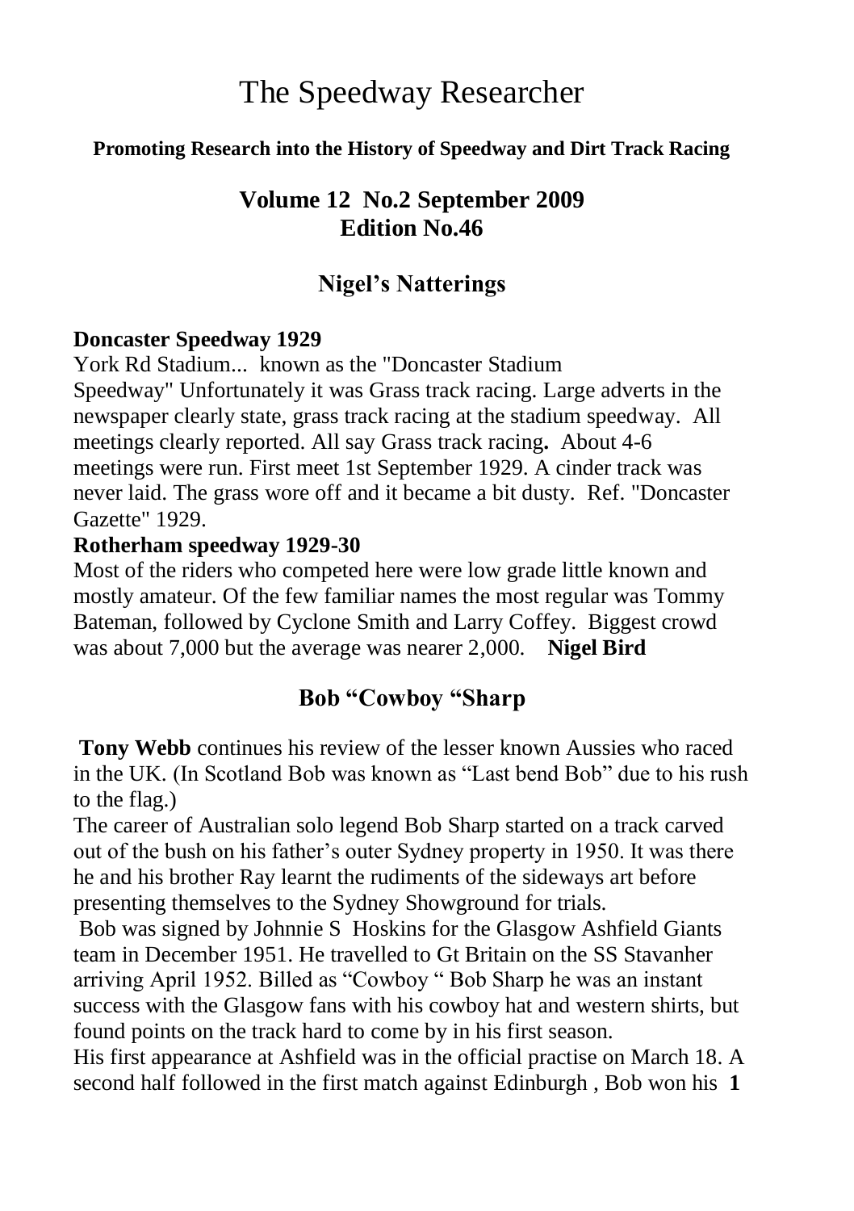# The Speedway Researcher

**Promoting Research into the History of Speedway and Dirt Track Racing**

## Volume 12 No.2 September 2009
## Edition No.46

## Nigel's Natterings

**Doncaster Speedway 1929**

York Rd Stadium... known as the "Doncaster Stadium Speedway" Unfortunately it was Grass track racing. Large adverts in the newspaper clearly state, grass track racing at the stadium speedway. All meetings clearly reported. All say Grass track racing**.** About 4-6 meetings were run. First meet 1st September 1929. A cinder track was never laid. The grass wore off and it became a bit dusty. Ref. "Doncaster Gazette" 1929.

**Rotherham speedway 1929-30**

Most of the riders who competed here were low grade little known and mostly amateur. Of the few familiar names the most regular was Tommy Bateman, followed by Cyclone Smith and Larry Coffey. Biggest crowd was about 7,000 but the average was nearer 2,000. **Nigel Bird**

## Bob "Cowboy "Sharp

**Tony Webb** continues his review of the lesser known Aussies who raced in the UK. (In Scotland Bob was known as "Last bend Bob" due to his rush to the flag.)

The career of Australian solo legend Bob Sharp started on a track carved out of the bush on his father's outer Sydney property in 1950. It was there he and his brother Ray learnt the rudiments of the sideways art before presenting themselves to the Sydney Showground for trials.

Bob was signed by Johnnie S Hoskins for the Glasgow Ashfield Giants team in December 1951. He travelled to Gt Britain on the SS Stavanher arriving April 1952. Billed as "Cowboy " Bob Sharp he was an instant success with the Glasgow fans with his cowboy hat and western shirts, but found points on the track hard to come by in his first season.

His first appearance at Ashfield was in the official practise on March 18. A second half followed in the first match against Edinburgh , Bob won his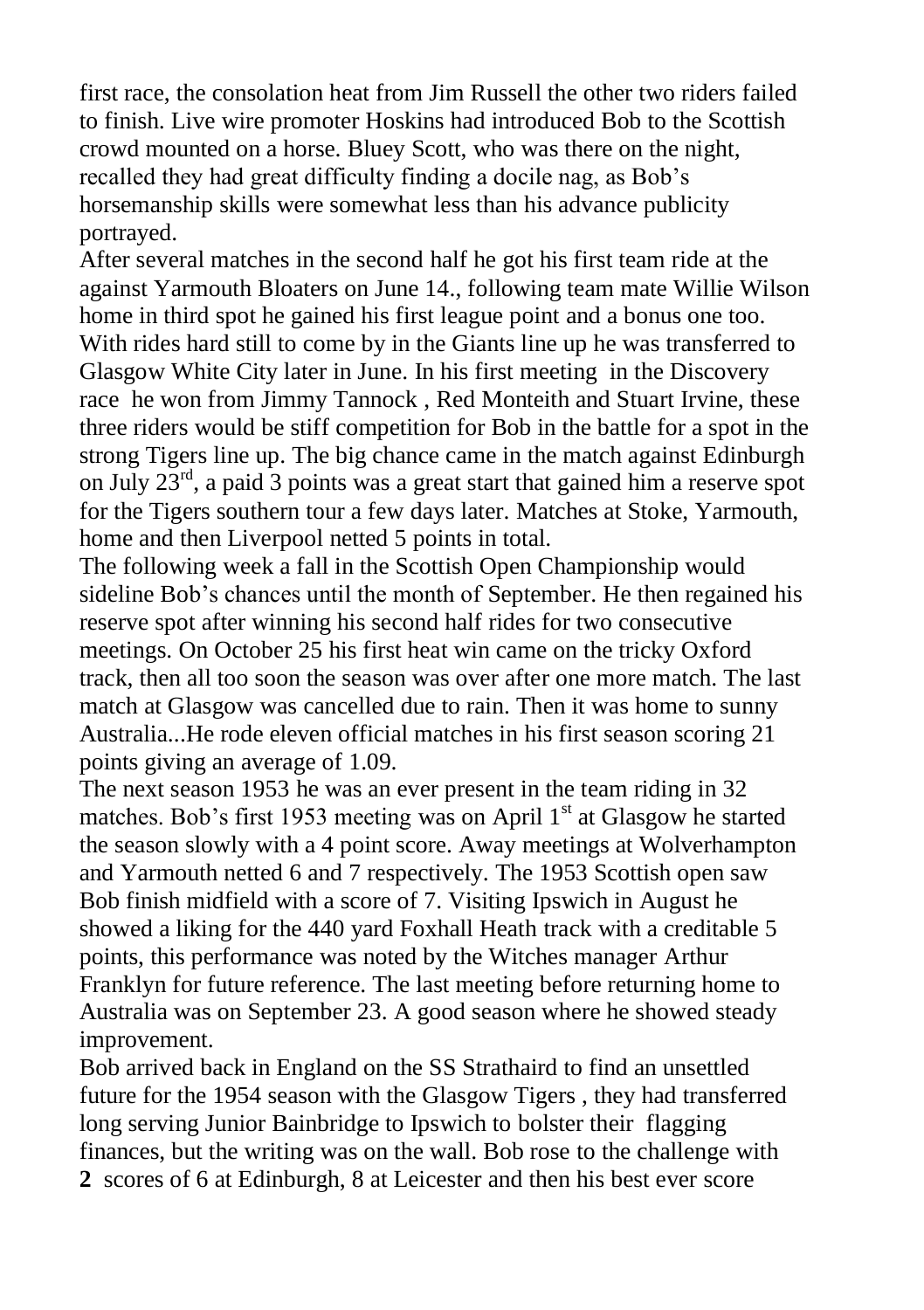first race, the consolation heat from Jim Russell the other two riders failed to finish. Live wire promoter Hoskins had introduced Bob to the Scottish crowd mounted on a horse. Bluey Scott, who was there on the night, recalled they had great difficulty finding a docile nag, as Bob's horsemanship skills were somewhat less than his advance publicity portrayed.

After several matches in the second half he got his first team ride at the against Yarmouth Bloaters on June 14., following team mate Willie Wilson home in third spot he gained his first league point and a bonus one too. With rides hard still to come by in the Giants line up he was transferred to Glasgow White City later in June. In his first meeting in the Discovery race he won from Jimmy Tannock , Red Monteith and Stuart Irvine, these three riders would be stiff competition for Bob in the battle for a spot in the strong Tigers line up. The big chance came in the match against Edinburgh on July 23rd, a paid 3 points was a great start that gained him a reserve spot for the Tigers southern tour a few days later. Matches at Stoke, Yarmouth, home and then Liverpool netted 5 points in total.

The following week a fall in the Scottish Open Championship would sideline Bob's chances until the month of September. He then regained his reserve spot after winning his second half rides for two consecutive meetings. On October 25 his first heat win came on the tricky Oxford track, then all too soon the season was over after one more match. The last match at Glasgow was cancelled due to rain. Then it was home to sunny Australia...He rode eleven official matches in his first season scoring 21 points giving an average of 1.09.

The next season 1953 he was an ever present in the team riding in 32 matches. Bob's first 1953 meeting was on April 1st at Glasgow he started the season slowly with a 4 point score. Away meetings at Wolverhampton and Yarmouth netted 6 and 7 respectively. The 1953 Scottish open saw Bob finish midfield with a score of 7. Visiting Ipswich in August he showed a liking for the 440 yard Foxhall Heath track with a creditable 5 points, this performance was noted by the Witches manager Arthur Franklyn for future reference. The last meeting before returning home to Australia was on September 23. A good season where he showed steady improvement.

Bob arrived back in England on the SS Strathaird to find an unsettled future for the 1954 season with the Glasgow Tigers , they had transferred long serving Junior Bainbridge to Ipswich to bolster their flagging finances, but the writing was on the wall. Bob rose to the challenge with scores of 6 at Edinburgh, 8 at Leicester and then his best ever score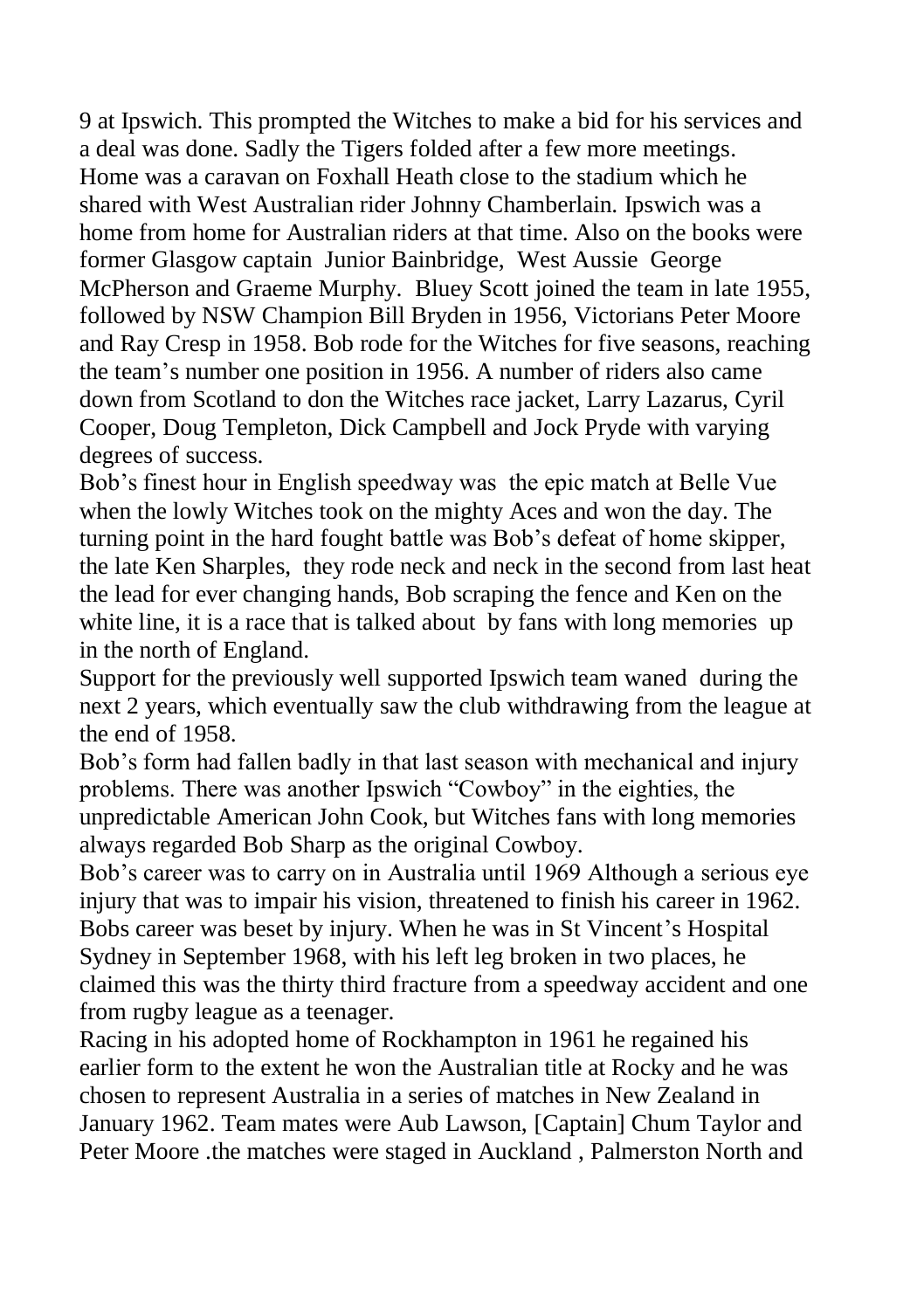9 at Ipswich. This prompted the Witches to make a bid for his services and a deal was done. Sadly the Tigers folded after a few more meetings. Home was a caravan on Foxhall Heath close to the stadium which he shared with West Australian rider Johnny Chamberlain. Ipswich was a home from home for Australian riders at that time. Also on the books were former Glasgow captain Junior Bainbridge, West Aussie George McPherson and Graeme Murphy. Bluey Scott joined the team in late 1955, followed by NSW Champion Bill Bryden in 1956, Victorians Peter Moore and Ray Cresp in 1958. Bob rode for the Witches for five seasons, reaching the team's number one position in 1956. A number of riders also came down from Scotland to don the Witches race jacket, Larry Lazarus, Cyril Cooper, Doug Templeton, Dick Campbell and Jock Pryde with varying degrees of success.

Bob's finest hour in English speedway was the epic match at Belle Vue when the lowly Witches took on the mighty Aces and won the day. The turning point in the hard fought battle was Bob's defeat of home skipper, the late Ken Sharples, they rode neck and neck in the second from last heat the lead for ever changing hands, Bob scraping the fence and Ken on the white line, it is a race that is talked about by fans with long memories up in the north of England.

Support for the previously well supported Ipswich team waned during the next 2 years, which eventually saw the club withdrawing from the league at the end of 1958.

Bob's form had fallen badly in that last season with mechanical and injury problems. There was another Ipswich "Cowboy" in the eighties, the unpredictable American John Cook, but Witches fans with long memories always regarded Bob Sharp as the original Cowboy.

Bob's career was to carry on in Australia until 1969 Although a serious eye injury that was to impair his vision, threatened to finish his career in 1962. Bobs career was beset by injury. When he was in St Vincent's Hospital Sydney in September 1968, with his left leg broken in two places, he claimed this was the thirty third fracture from a speedway accident and one from rugby league as a teenager.

Racing in his adopted home of Rockhampton in 1961 he regained his earlier form to the extent he won the Australian title at Rocky and he was chosen to represent Australia in a series of matches in New Zealand in January 1962. Team mates were Aub Lawson, [Captain] Chum Taylor and Peter Moore .the matches were staged in Auckland , Palmerston North and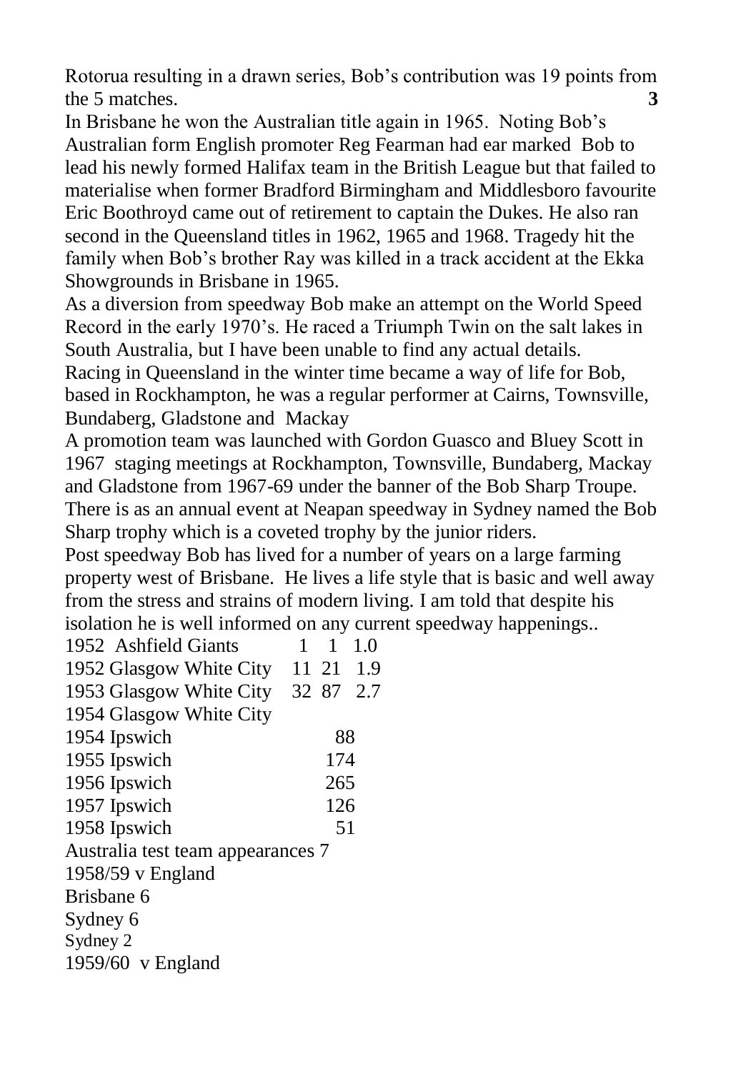Rotorua resulting in a drawn series, Bob's contribution was 19 points from the 5 matches.

In Brisbane he won the Australian title again in 1965. Noting Bob's Australian form English promoter Reg Fearman had ear marked Bob to lead his newly formed Halifax team in the British League but that failed to materialise when former Bradford Birmingham and Middlesboro favourite Eric Boothroyd came out of retirement to captain the Dukes. He also ran second in the Queensland titles in 1962, 1965 and 1968. Tragedy hit the family when Bob's brother Ray was killed in a track accident at the Ekka Showgrounds in Brisbane in 1965.

As a diversion from speedway Bob make an attempt on the World Speed Record in the early 1970's. He raced a Triumph Twin on the salt lakes in South Australia, but I have been unable to find any actual details.

Racing in Queensland in the winter time became a way of life for Bob, based in Rockhampton, he was a regular performer at Cairns, Townsville, Bundaberg, Gladstone and Mackay

A promotion team was launched with Gordon Guasco and Bluey Scott in 1967 staging meetings at Rockhampton, Townsville, Bundaberg, Mackay and Gladstone from 1967-69 under the banner of the Bob Sharp Troupe.

There is as an annual event at Neapan speedway in Sydney named the Bob Sharp trophy which is a coveted trophy by the junior riders.

Post speedway Bob has lived for a number of years on a large farming property west of Brisbane. He lives a life style that is basic and well away from the stress and strains of modern living. I am told that despite his isolation he is well informed on any current speedway happenings..

| Season | | | |
|---|---|---|---|
| 1952 Ashfield Giants | 1 | 1 | 1.0 |
| 1952 Glasgow White City | 11 | 21 | 1.9 |
| 1953 Glasgow White City | 32 | 87 | 2.7 |
| 1954 Glasgow White City | | | |
| 1954 Ipswich | | 88 | |
| 1955 Ipswich | | 174 | |
| 1956 Ipswich | | 265 | |
| 1957 Ipswich | | 126 | |
| 1958 Ipswich | | 51 | |

Australia test team appearances 7

1958/59 v England

Brisbane 6

Sydney 6

Sydney 2

1959/60 v England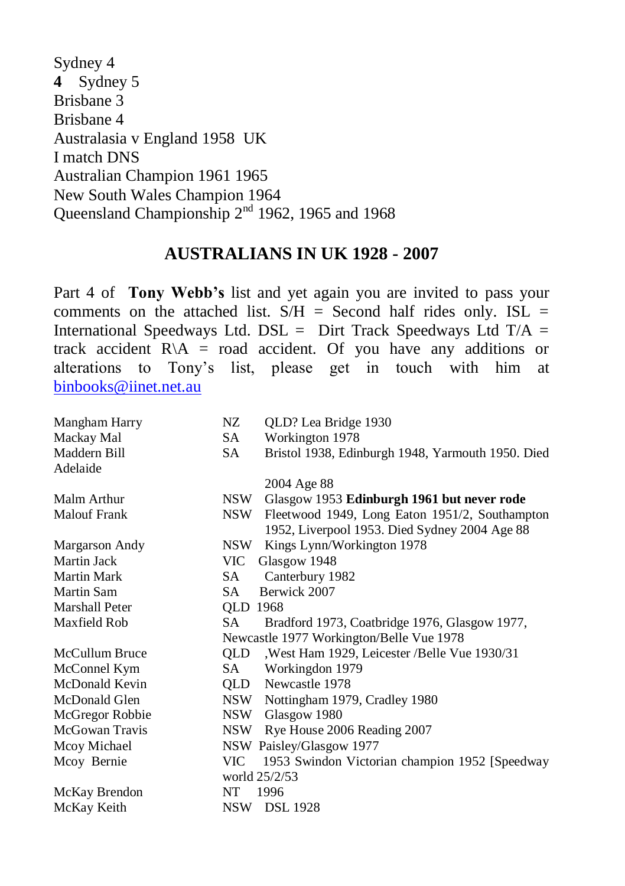Sydney 4
**4** Sydney 5
Brisbane 3
Brisbane 4
Australasia v England 1958 UK
I match DNS
Australian Champion 1961 1965
New South Wales Champion 1964
Queensland Championship 2nd 1962, 1965 and 1968

## AUSTRALIANS IN UK 1928 - 2007

Part 4 of **Tony Webb's** list and yet again you are invited to pass your comments on the attached list. S/H = Second half rides only. ISL = International Speedways Ltd. DSL = Dirt Track Speedways Ltd T/A = track accident R\A = road accident. Of you have any additions or alterations to Tony's list, please get in touch with him at binbooks@iinet.net.au

| | | |
|---|---|---|
| Mangham Harry | NZ | QLD? Lea Bridge 1930 |
| Mackay Mal | SA | Workington 1978 |
| Maddern Bill Adelaide | SA | Bristol 1938, Edinburgh 1948, Yarmouth 1950. Died 2004 Age 88 |
| Malm Arthur | NSW | Glasgow 1953 **Edinburgh 1961 but never rode** |
| Malouf Frank | NSW | Fleetwood 1949, Long Eaton 1951/2, Southampton 1952, Liverpool 1953. Died Sydney 2004 Age 88 |
| Margarson Andy | NSW | Kings Lynn/Workington 1978 |
| Martin Jack | VIC | Glasgow 1948 |
| Martin Mark | SA | Canterbury 1982 |
| Martin Sam | SA | Berwick 2007 |
| Marshall Peter | QLD | 1968 |
| Maxfield Rob | SA | Bradford 1973, Coatbridge 1976, Glasgow 1977, Newcastle 1977 Workington/Belle Vue 1978 |
| McCullum Bruce | QLD | ,West Ham 1929, Leicester /Belle Vue 1930/31 |
| McConnel Kym | SA | Workingdon 1979 |
| McDonald Kevin | QLD | Newcastle 1978 |
| McDonald Glen | NSW | Nottingham 1979, Cradley 1980 |
| McGregor Robbie | NSW | Glasgow 1980 |
| McGowan Travis | NSW | Rye House 2006 Reading 2007 |
| Mcoy Michael | NSW | Paisley/Glasgow 1977 |
| Mcoy Bernie | VIC | 1953 Swindon Victorian champion 1952 [Speedway world 25/2/53 |
| McKay Brendon | NT | 1996 |
| McKay Keith | NSW | DSL 1928 |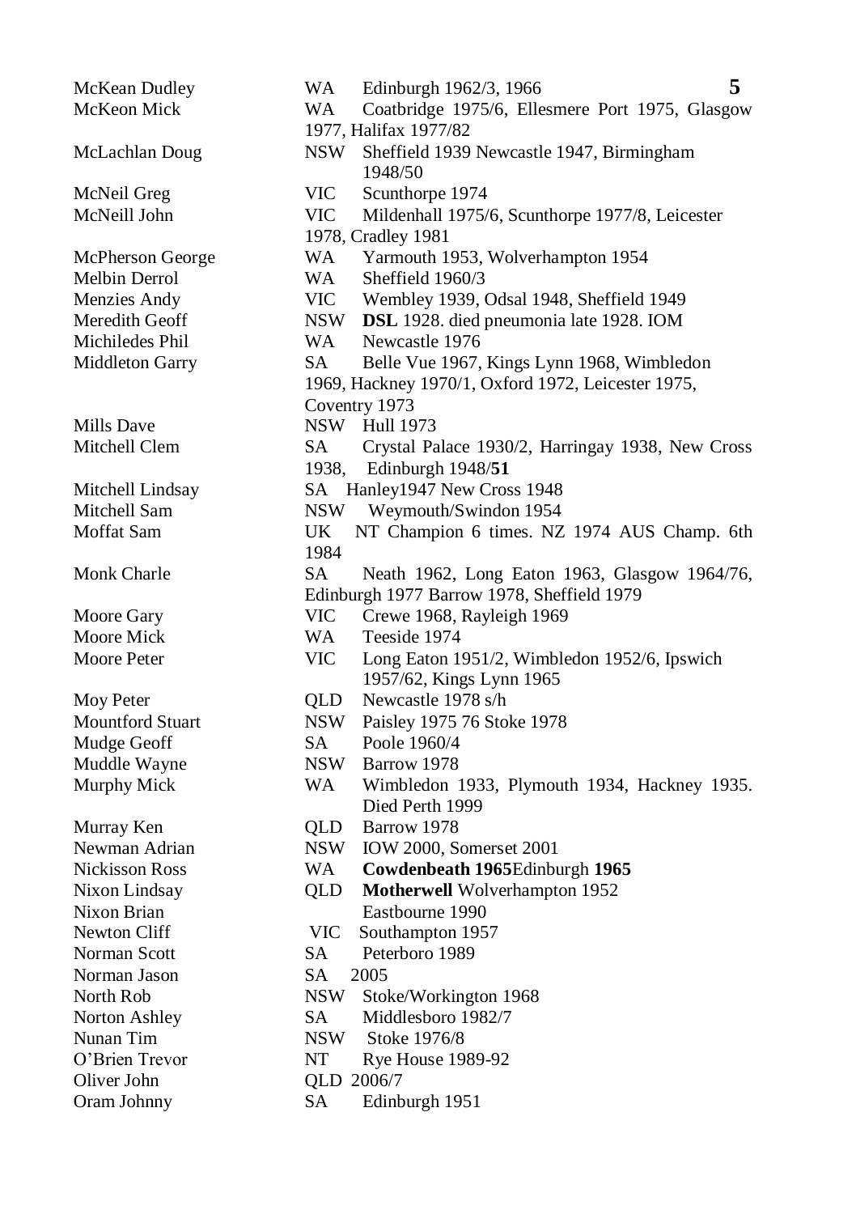| Name | State | Details |
|---|---|---|
| McKean Dudley | WA | Edinburgh 1962/3, 1966 |
| McKeon Mick | WA | Coatbridge 1975/6, Ellesmere Port 1975, Glasgow 1977, Halifax 1977/82 |
| McLachlan Doug | NSW | Sheffield 1939 Newcastle 1947, Birmingham 1948/50 |
| McNeil Greg | VIC | Scunthorpe 1974 |
| McNeill John | VIC | Mildenhall 1975/6, Scunthorpe 1977/8, Leicester 1978, Cradley 1981 |
| McPherson George | WA | Yarmouth 1953, Wolverhampton 1954 |
| Melbin Derrol | WA | Sheffield 1960/3 |
| Menzies Andy | VIC | Wembley 1939, Odsal 1948, Sheffield 1949 |
| Meredith Geoff | NSW | **DSL** 1928. died pneumonia late 1928. IOM |
| Michiledes Phil | WA | Newcastle 1976 |
| Middleton Garry | SA | Belle Vue 1967, Kings Lynn 1968, Wimbledon 1969, Hackney 1970/1, Oxford 1972, Leicester 1975, Coventry 1973 |
| Mills Dave | NSW | Hull 1973 |
| Mitchell Clem | SA | Crystal Palace 1930/2, Harringay 1938, New Cross 1938, Edinburgh 1948/**51** |
| Mitchell Lindsay | SA | Hanley1947 New Cross 1948 |
| Mitchell Sam | NSW | Weymouth/Swindon 1954 |
| Moffat Sam | UK | NT Champion 6 times. NZ 1974 AUS Champ. 6th 1984 |
| Monk Charle | SA | Neath 1962, Long Eaton 1963, Glasgow 1964/76, Edinburgh 1977 Barrow 1978, Sheffield 1979 |
| Moore Gary | VIC | Crewe 1968, Rayleigh 1969 |
| Moore Mick | WA | Teeside 1974 |
| Moore Peter | VIC | Long Eaton 1951/2, Wimbledon 1952/6, Ipswich 1957/62, Kings Lynn 1965 |
| Moy Peter | QLD | Newcastle 1978 s/h |
| Mountford Stuart | NSW | Paisley 1975 76 Stoke 1978 |
| Mudge Geoff | SA | Poole 1960/4 |
| Muddle Wayne | NSW | Barrow 1978 |
| Murphy Mick | WA | Wimbledon 1933, Plymouth 1934, Hackney 1935. Died Perth 1999 |
| Murray Ken | QLD | Barrow 1978 |
| Newman Adrian | NSW | IOW 2000, Somerset 2001 |
| Nickisson Ross | WA | **Cowdenbeath 1965**Edinburgh **1965** |
| Nixon Lindsay | QLD | **Motherwell** Wolverhampton 1952 |
| Nixon Brian | | Eastbourne 1990 |
| Newton Cliff | VIC | Southampton 1957 |
| Norman Scott | SA | Peterboro 1989 |
| Norman Jason | SA | 2005 |
| North Rob | NSW | Stoke/Workington 1968 |
| Norton Ashley | SA | Middlesboro 1982/7 |
| Nunan Tim | NSW | Stoke 1976/8 |
| O'Brien Trevor | NT | Rye House 1989-92 |
| Oliver John | QLD | 2006/7 |
| Oram Johnny | SA | Edinburgh 1951 |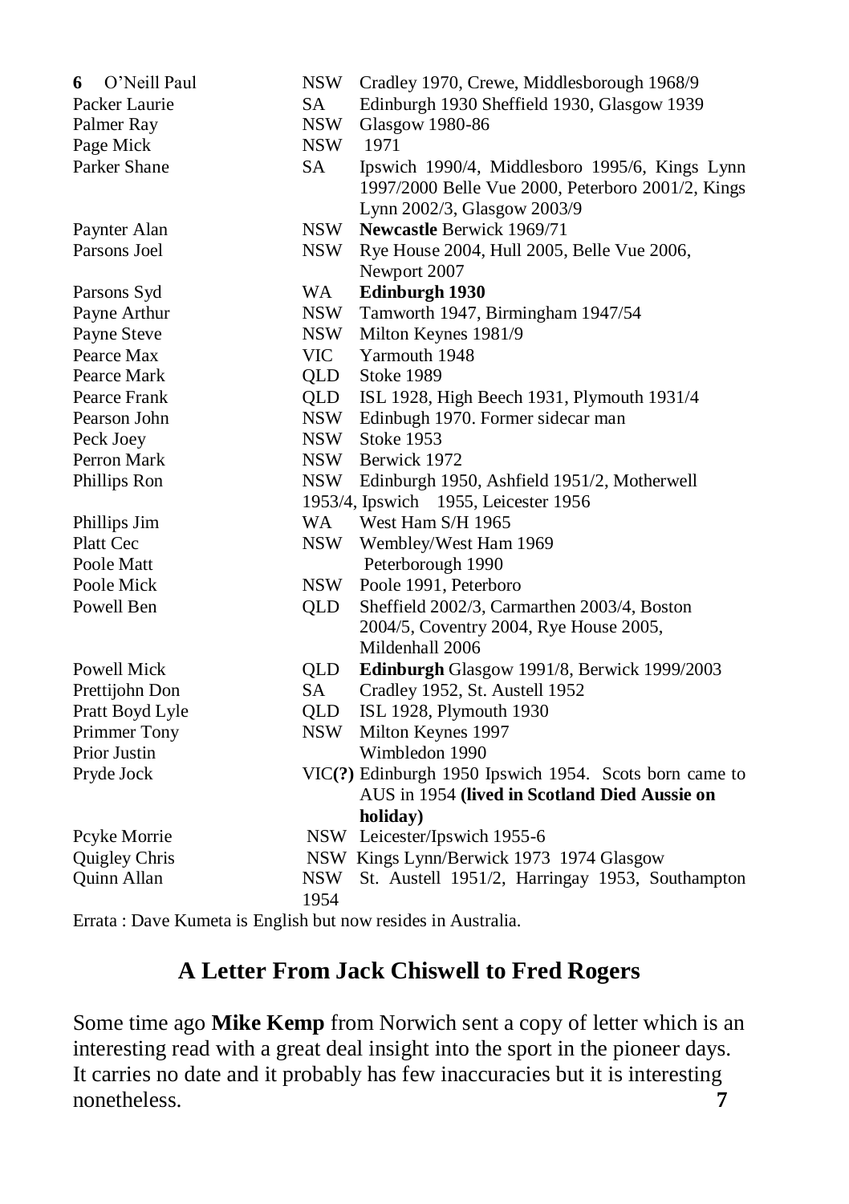| | | |
|---|---|---|
| O'Neill Paul | NSW | Cradley 1970, Crewe, Middlesborough 1968/9 |
| Packer Laurie | SA | Edinburgh 1930 Sheffield 1930, Glasgow 1939 |
| Palmer Ray | NSW | Glasgow 1980-86 |
| Page Mick | NSW | 1971 |
| Parker Shane | SA | Ipswich 1990/4, Middlesboro 1995/6, Kings Lynn 1997/2000 Belle Vue 2000, Peterboro 2001/2, Kings Lynn 2002/3, Glasgow 2003/9 |
| Paynter Alan | NSW | **Newcastle** Berwick 1969/71 |
| Parsons Joel | NSW | Rye House 2004, Hull 2005, Belle Vue 2006, Newport 2007 |
| Parsons Syd | WA | **Edinburgh 1930** |
| Payne Arthur | NSW | Tamworth 1947, Birmingham 1947/54 |
| Payne Steve | NSW | Milton Keynes 1981/9 |
| Pearce Max | VIC | Yarmouth 1948 |
| Pearce Mark | QLD | Stoke 1989 |
| Pearce Frank | QLD | ISL 1928, High Beech 1931, Plymouth 1931/4 |
| Pearson John | NSW | Edinbugh 1970. Former sidecar man |
| Peck Joey | NSW | Stoke 1953 |
| Perron Mark | NSW | Berwick 1972 |
| Phillips Ron | NSW | Edinburgh 1950, Ashfield 1951/2, Motherwell 1953/4, Ipswich 1955, Leicester 1956 |
| Phillips Jim | WA | West Ham S/H 1965 |
| Platt Cec | NSW | Wembley/West Ham 1969 |
| Poole Matt | | Peterborough 1990 |
| Poole Mick | NSW | Poole 1991, Peterboro |
| Powell Ben | QLD | Sheffield 2002/3, Carmarthen 2003/4, Boston 2004/5, Coventry 2004, Rye House 2005, Mildenhall 2006 |
| Powell Mick | QLD | **Edinburgh** Glasgow 1991/8, Berwick 1999/2003 |
| Prettijohn Don | SA | Cradley 1952, St. Austell 1952 |
| Pratt Boyd Lyle | QLD | ISL 1928, Plymouth 1930 |
| Primmer Tony | NSW | Milton Keynes 1997 |
| Prior Justin | | Wimbledon 1990 |
| Pryde Jock | VIC**(?)** | Edinburgh 1950 Ipswich 1954. Scots born came to AUS in 1954 **(lived in Scotland Died Aussie on holiday)** |
| Pcyke Morrie | NSW | Leicester/Ipswich 1955-6 |
| Quigley Chris | NSW | Kings Lynn/Berwick 1973 1974 Glasgow |
| Quinn Allan | NSW | St. Austell 1951/2, Harringay 1953, Southampton 1954 |

Errata : Dave Kumeta is English but now resides in Australia.

## A Letter From Jack Chiswell to Fred Rogers

Some time ago **Mike Kemp** from Norwich sent a copy of letter which is an interesting read with a great deal insight into the sport in the pioneer days. It carries no date and it probably has few inaccuracies but it is interesting nonetheless.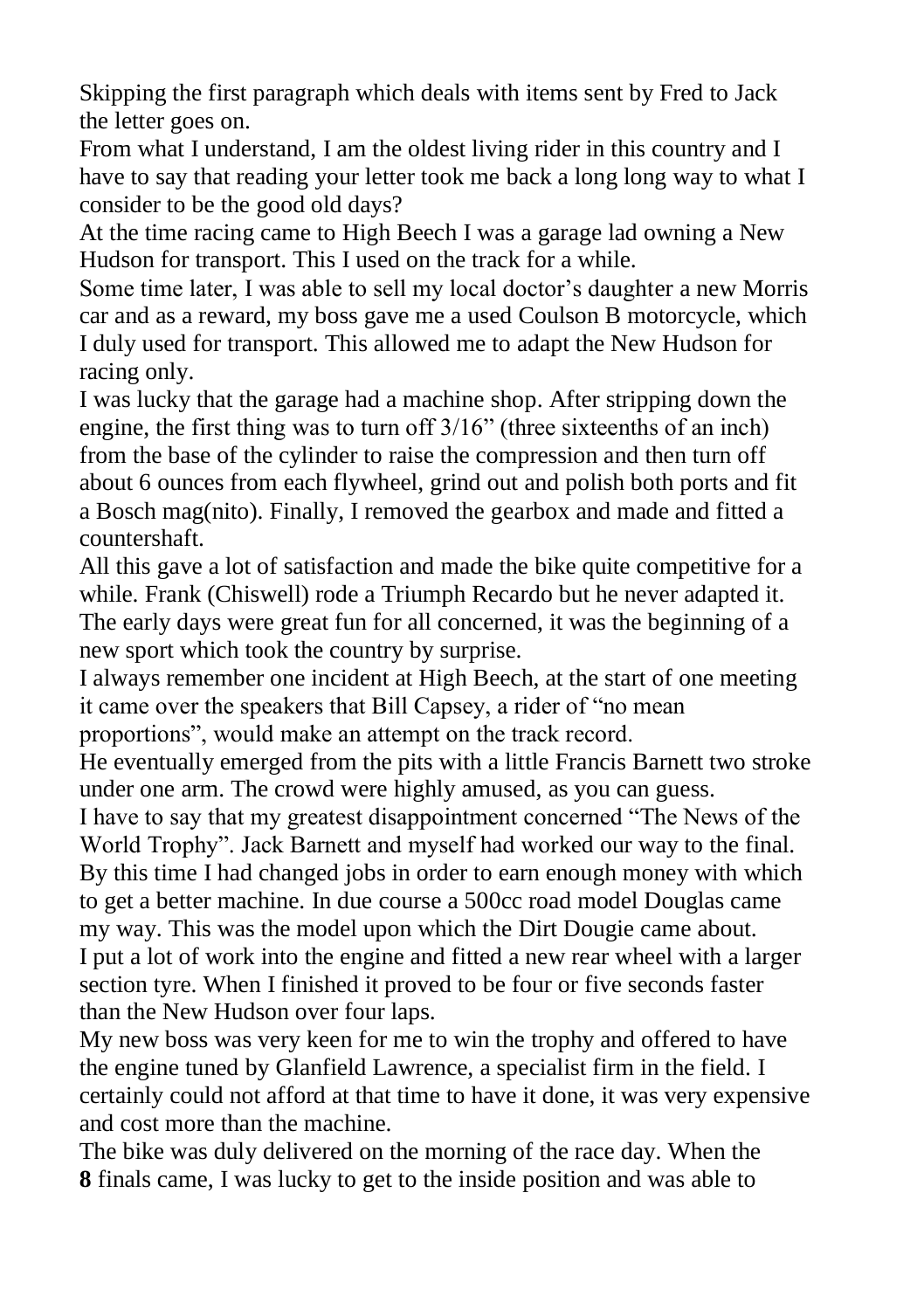Skipping the first paragraph which deals with items sent by Fred to Jack the letter goes on.

From what I understand, I am the oldest living rider in this country and I have to say that reading your letter took me back a long long way to what I consider to be the good old days?

At the time racing came to High Beech I was a garage lad owning a New Hudson for transport. This I used on the track for a while.

Some time later, I was able to sell my local doctor's daughter a new Morris car and as a reward, my boss gave me a used Coulson B motorcycle, which I duly used for transport. This allowed me to adapt the New Hudson for racing only.

I was lucky that the garage had a machine shop. After stripping down the engine, the first thing was to turn off 3/16" (three sixteenths of an inch) from the base of the cylinder to raise the compression and then turn off about 6 ounces from each flywheel, grind out and polish both ports and fit a Bosch mag(nito). Finally, I removed the gearbox and made and fitted a countershaft.

All this gave a lot of satisfaction and made the bike quite competitive for a while. Frank (Chiswell) rode a Triumph Recardo but he never adapted it. The early days were great fun for all concerned, it was the beginning of a new sport which took the country by surprise.

I always remember one incident at High Beech, at the start of one meeting it came over the speakers that Bill Capsey, a rider of "no mean proportions", would make an attempt on the track record.

He eventually emerged from the pits with a little Francis Barnett two stroke under one arm. The crowd were highly amused, as you can guess.

I have to say that my greatest disappointment concerned "The News of the World Trophy". Jack Barnett and myself had worked our way to the final. By this time I had changed jobs in order to earn enough money with which to get a better machine. In due course a 500cc road model Douglas came my way. This was the model upon which the Dirt Dougie came about.

I put a lot of work into the engine and fitted a new rear wheel with a larger section tyre. When I finished it proved to be four or five seconds faster than the New Hudson over four laps.

My new boss was very keen for me to win the trophy and offered to have the engine tuned by Glanfield Lawrence, a specialist firm in the field. I certainly could not afford at that time to have it done, it was very expensive and cost more than the machine.

The bike was duly delivered on the morning of the race day. When the finals came, I was lucky to get to the inside position and was able to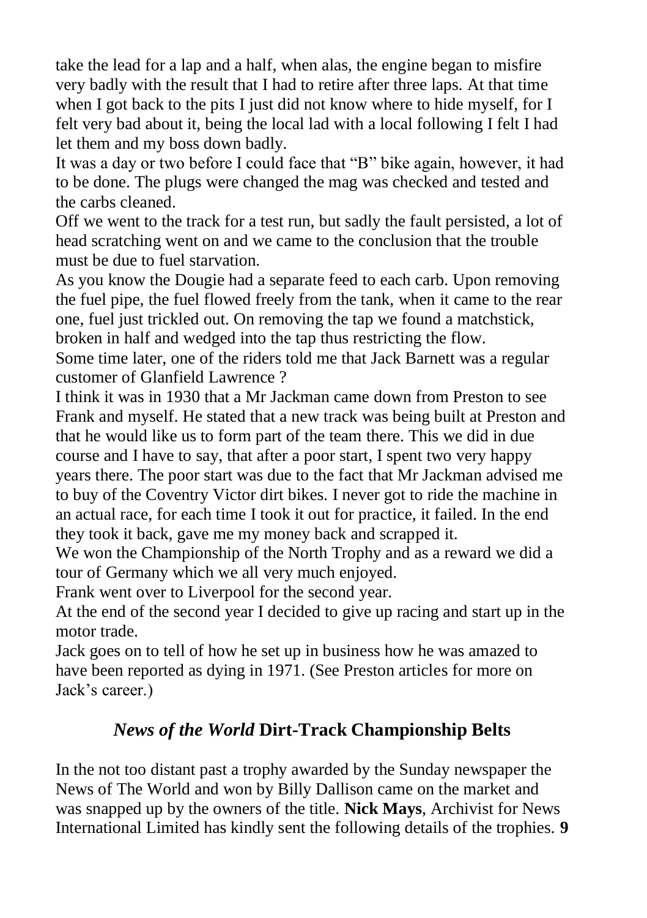take the lead for a lap and a half, when alas, the engine began to misfire very badly with the result that I had to retire after three laps. At that time when I got back to the pits I just did not know where to hide myself, for I felt very bad about it, being the local lad with a local following I felt I had let them and my boss down badly.

It was a day or two before I could face that "B" bike again, however, it had to be done. The plugs were changed the mag was checked and tested and the carbs cleaned.

Off we went to the track for a test run, but sadly the fault persisted, a lot of head scratching went on and we came to the conclusion that the trouble must be due to fuel starvation.

As you know the Dougie had a separate feed to each carb. Upon removing the fuel pipe, the fuel flowed freely from the tank, when it came to the rear one, fuel just trickled out. On removing the tap we found a matchstick, broken in half and wedged into the tap thus restricting the flow.

Some time later, one of the riders told me that Jack Barnett was a regular customer of Glanfield Lawrence ?

I think it was in 1930 that a Mr Jackman came down from Preston to see Frank and myself. He stated that a new track was being built at Preston and that he would like us to form part of the team there. This we did in due course and I have to say, that after a poor start, I spent two very happy years there. The poor start was due to the fact that Mr Jackman advised me to buy of the Coventry Victor dirt bikes. I never got to ride the machine in an actual race, for each time I took it out for practice, it failed. In the end they took it back, gave me my money back and scrapped it.

We won the Championship of the North Trophy and as a reward we did a tour of Germany which we all very much enjoyed.

Frank went over to Liverpool for the second year.

At the end of the second year I decided to give up racing and start up in the motor trade.

Jack goes on to tell of how he set up in business how he was amazed to have been reported as dying in 1971. (See Preston articles for more on Jack's career.)

## *News of the World* Dirt-Track Championship Belts

In the not too distant past a trophy awarded by the Sunday newspaper the News of The World and won by Billy Dallison came on the market and was snapped up by the owners of the title. **Nick Mays**, Archivist for News International Limited has kindly sent the following details of the trophies.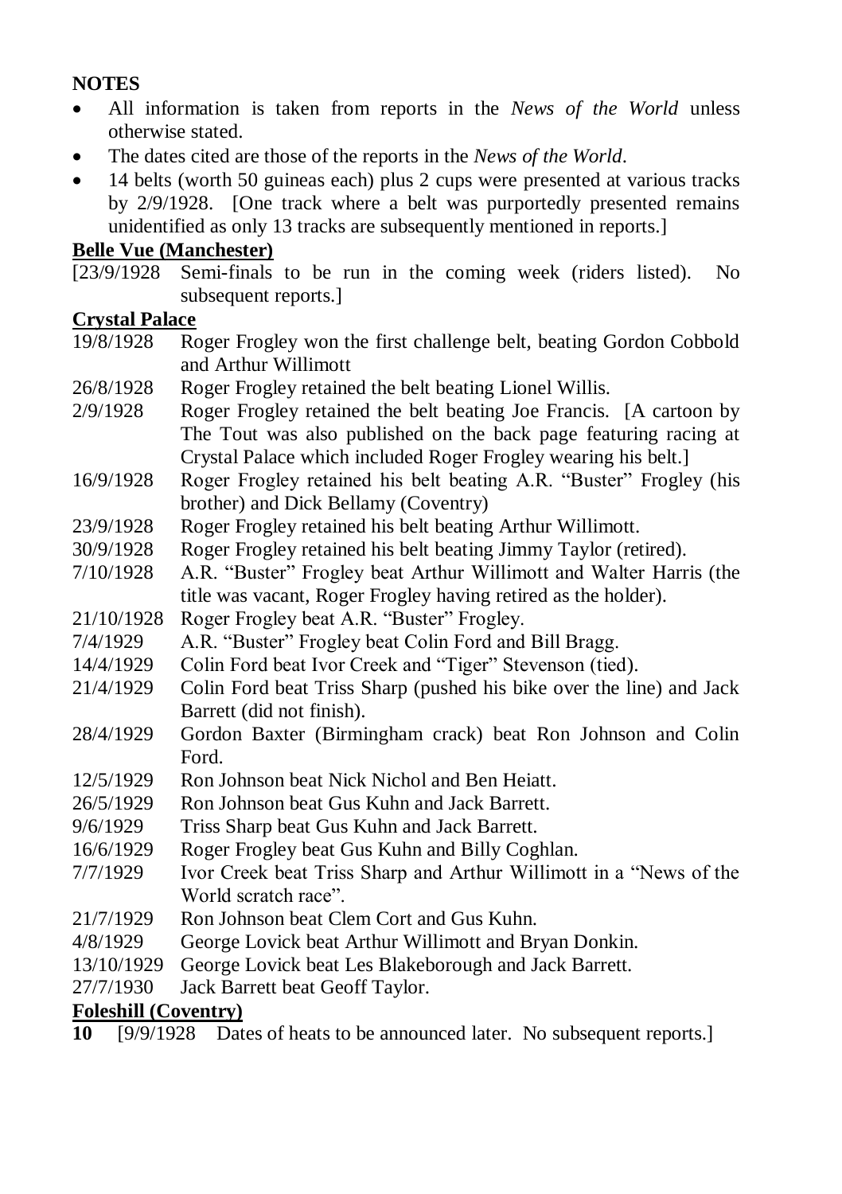**NOTES**

- All information is taken from reports in the *News of the World* unless otherwise stated.
- The dates cited are those of the reports in the *News of the World*.
- 14 belts (worth 50 guineas each) plus 2 cups were presented at various tracks by 2/9/1928. [One track where a belt was purportedly presented remains unidentified as only 13 tracks are subsequently mentioned in reports.]

**Belle Vue (Manchester)**

[23/9/1928 Semi-finals to be run in the coming week (riders listed). No subsequent reports.]

**Crystal Palace**

| | |
|---|---|
| 19/8/1928 | Roger Frogley won the first challenge belt, beating Gordon Cobbold and Arthur Willimott |
| 26/8/1928 | Roger Frogley retained the belt beating Lionel Willis. |
| 2/9/1928 | Roger Frogley retained the belt beating Joe Francis. [A cartoon by The Tout was also published on the back page featuring racing at Crystal Palace which included Roger Frogley wearing his belt.] |
| 16/9/1928 | Roger Frogley retained his belt beating A.R. "Buster" Frogley (his brother) and Dick Bellamy (Coventry) |
| 23/9/1928 | Roger Frogley retained his belt beating Arthur Willimott. |
| 30/9/1928 | Roger Frogley retained his belt beating Jimmy Taylor (retired). |
| 7/10/1928 | A.R. "Buster" Frogley beat Arthur Willimott and Walter Harris (the title was vacant, Roger Frogley having retired as the holder). |
| 21/10/1928 | Roger Frogley beat A.R. "Buster" Frogley. |
| 7/4/1929 | A.R. "Buster" Frogley beat Colin Ford and Bill Bragg. |
| 14/4/1929 | Colin Ford beat Ivor Creek and "Tiger" Stevenson (tied). |
| 21/4/1929 | Colin Ford beat Triss Sharp (pushed his bike over the line) and Jack Barrett (did not finish). |
| 28/4/1929 | Gordon Baxter (Birmingham crack) beat Ron Johnson and Colin Ford. |
| 12/5/1929 | Ron Johnson beat Nick Nichol and Ben Heiatt. |
| 26/5/1929 | Ron Johnson beat Gus Kuhn and Jack Barrett. |
| 9/6/1929 | Triss Sharp beat Gus Kuhn and Jack Barrett. |
| 16/6/1929 | Roger Frogley beat Gus Kuhn and Billy Coghlan. |
| 7/7/1929 | Ivor Creek beat Triss Sharp and Arthur Willimott in a "News of the World scratch race". |
| 21/7/1929 | Ron Johnson beat Clem Cort and Gus Kuhn. |
| 4/8/1929 | George Lovick beat Arthur Willimott and Bryan Donkin. |
| 13/10/1929 | George Lovick beat Les Blakeborough and Jack Barrett. |
| 27/7/1930 | Jack Barrett beat Geoff Taylor. |

**Foleshill (Coventry)**

[9/9/1928 Dates of heats to be announced later. No subsequent reports.]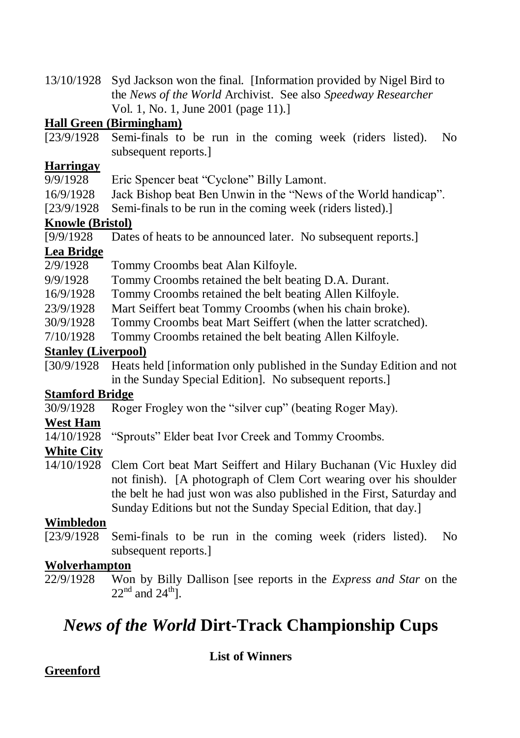13/10/1928 Syd Jackson won the final. [Information provided by Nigel Bird to the *News of the World* Archivist. See also *Speedway Researcher* Vol. 1, No. 1, June 2001 (page 11).]

**Hall Green (Birmingham)**

[23/9/1928 Semi-finals to be run in the coming week (riders listed). No subsequent reports.]

**Harringay**

9/9/1928 Eric Spencer beat "Cyclone" Billy Lamont.

16/9/1928 Jack Bishop beat Ben Unwin in the "News of the World handicap".

[23/9/1928 Semi-finals to be run in the coming week (riders listed).]

**Knowle (Bristol)**

[9/9/1928 Dates of heats to be announced later. No subsequent reports.]

**Lea Bridge**

2/9/1928 Tommy Croombs beat Alan Kilfoyle.

9/9/1928 Tommy Croombs retained the belt beating D.A. Durant.

16/9/1928 Tommy Croombs retained the belt beating Allen Kilfoyle.

23/9/1928 Mart Seiffert beat Tommy Croombs (when his chain broke).

30/9/1928 Tommy Croombs beat Mart Seiffert (when the latter scratched).

7/10/1928 Tommy Croombs retained the belt beating Allen Kilfoyle.

**Stanley (Liverpool)**

[30/9/1928 Heats held [information only published in the Sunday Edition and not in the Sunday Special Edition]. No subsequent reports.]

**Stamford Bridge**

30/9/1928 Roger Frogley won the "silver cup" (beating Roger May).

**West Ham**

14/10/1928 "Sprouts" Elder beat Ivor Creek and Tommy Croombs.

**White City**

14/10/1928 Clem Cort beat Mart Seiffert and Hilary Buchanan (Vic Huxley did not finish). [A photograph of Clem Cort wearing over his shoulder the belt he had just won was also published in the First, Saturday and Sunday Editions but not the Sunday Special Edition, that day.]

**Wimbledon**

[23/9/1928 Semi-finals to be run in the coming week (riders listed). No subsequent reports.]

**Wolverhampton**

22/9/1928 Won by Billy Dallison [see reports in the *Express and Star* on the 22nd and 24th].

# *News of the World* Dirt-Track Championship Cups

**List of Winners**

**Greenford**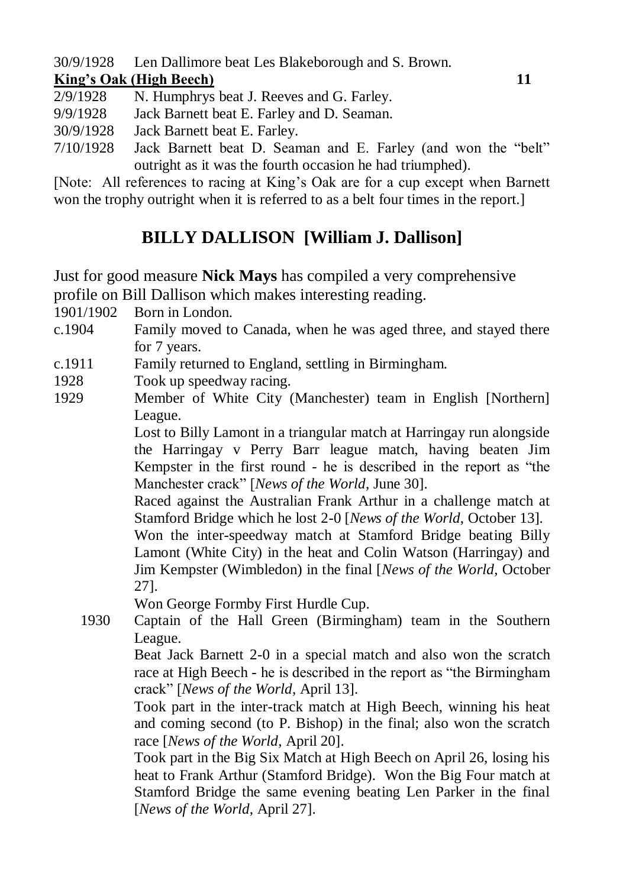30/9/1928 Len Dallimore beat Les Blakeborough and S. Brown.

**King's Oak (High Beech)** **11**

2/9/1928 N. Humphrys beat J. Reeves and G. Farley.

9/9/1928 Jack Barnett beat E. Farley and D. Seaman.

30/9/1928 Jack Barnett beat E. Farley.

7/10/1928 Jack Barnett beat D. Seaman and E. Farley (and won the "belt" outright as it was the fourth occasion he had triumphed).

[Note: All references to racing at King's Oak are for a cup except when Barnett won the trophy outright when it is referred to as a belt four times in the report.]

## BILLY DALLISON [William J. Dallison]

Just for good measure **Nick Mays** has compiled a very comprehensive profile on Bill Dallison which makes interesting reading.

1901/1902 Born in London.

c.1904 Family moved to Canada, when he was aged three, and stayed there for 7 years.

c.1911 Family returned to England, settling in Birmingham.

1928 Took up speedway racing.

1929 Member of White City (Manchester) team in English [Northern] League.

Lost to Billy Lamont in a triangular match at Harringay run alongside the Harringay v Perry Barr league match, having beaten Jim Kempster in the first round - he is described in the report as "the Manchester crack" [*News of the World*, June 30].

Raced against the Australian Frank Arthur in a challenge match at Stamford Bridge which he lost 2-0 [*News of the World*, October 13].

Won the inter-speedway match at Stamford Bridge beating Billy Lamont (White City) in the heat and Colin Watson (Harringay) and Jim Kempster (Wimbledon) in the final [*News of the World*, October 27].

Won George Formby First Hurdle Cup.

1930 Captain of the Hall Green (Birmingham) team in the Southern League.

Beat Jack Barnett 2-0 in a special match and also won the scratch race at High Beech - he is described in the report as "the Birmingham crack" [*News of the World*, April 13].

Took part in the inter-track match at High Beech, winning his heat and coming second (to P. Bishop) in the final; also won the scratch race [*News of the World*, April 20].

Took part in the Big Six Match at High Beech on April 26, losing his heat to Frank Arthur (Stamford Bridge). Won the Big Four match at Stamford Bridge the same evening beating Len Parker in the final [*News of the World*, April 27].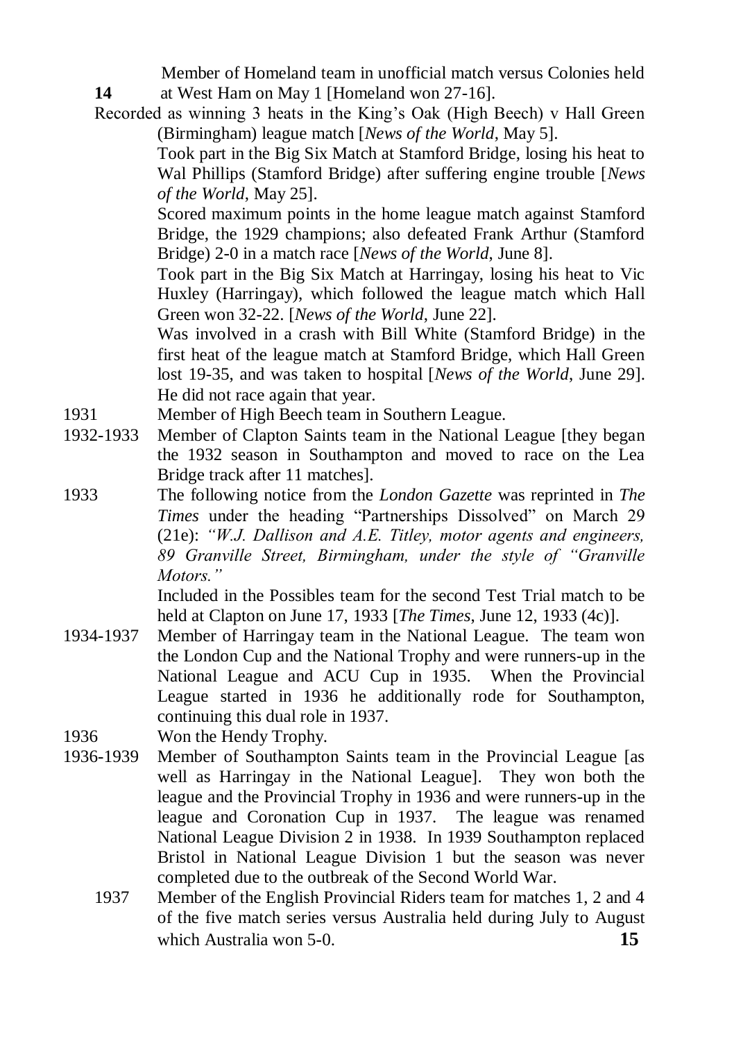Member of Homeland team in unofficial match versus Colonies held at West Ham on May 1 [Homeland won 27-16].

Recorded as winning 3 heats in the King's Oak (High Beech) v Hall Green (Birmingham) league match [*News of the World*, May 5].

Took part in the Big Six Match at Stamford Bridge, losing his heat to Wal Phillips (Stamford Bridge) after suffering engine trouble [*News of the World*, May 25].

Scored maximum points in the home league match against Stamford Bridge, the 1929 champions; also defeated Frank Arthur (Stamford Bridge) 2-0 in a match race [*News of the World*, June 8].

Took part in the Big Six Match at Harringay, losing his heat to Vic Huxley (Harringay), which followed the league match which Hall Green won 32-22. [*News of the World*, June 22].

Was involved in a crash with Bill White (Stamford Bridge) in the first heat of the league match at Stamford Bridge, which Hall Green lost 19-35, and was taken to hospital [*News of the World*, June 29]. He did not race again that year.

1931 Member of High Beech team in Southern League.

1932-1933 Member of Clapton Saints team in the National League [they began the 1932 season in Southampton and moved to race on the Lea Bridge track after 11 matches].

1933 The following notice from the *London Gazette* was reprinted in *The Times* under the heading "Partnerships Dissolved" on March 29 (21e): *"W.J. Dallison and A.E. Titley, motor agents and engineers, 89 Granville Street, Birmingham, under the style of "Granville Motors."*

Included in the Possibles team for the second Test Trial match to be held at Clapton on June 17, 1933 [*The Times*, June 12, 1933 (4c)].

1934-1937 Member of Harringay team in the National League. The team won the London Cup and the National Trophy and were runners-up in the National League and ACU Cup in 1935. When the Provincial League started in 1936 he additionally rode for Southampton, continuing this dual role in 1937.

1936 Won the Hendy Trophy.

1936-1939 Member of Southampton Saints team in the Provincial League [as well as Harringay in the National League]. They won both the league and the Provincial Trophy in 1936 and were runners-up in the league and Coronation Cup in 1937. The league was renamed National League Division 2 in 1938. In 1939 Southampton replaced Bristol in National League Division 1 but the season was never completed due to the outbreak of the Second World War.

1937 Member of the English Provincial Riders team for matches 1, 2 and 4 of the five match series versus Australia held during July to August which Australia won 5-0.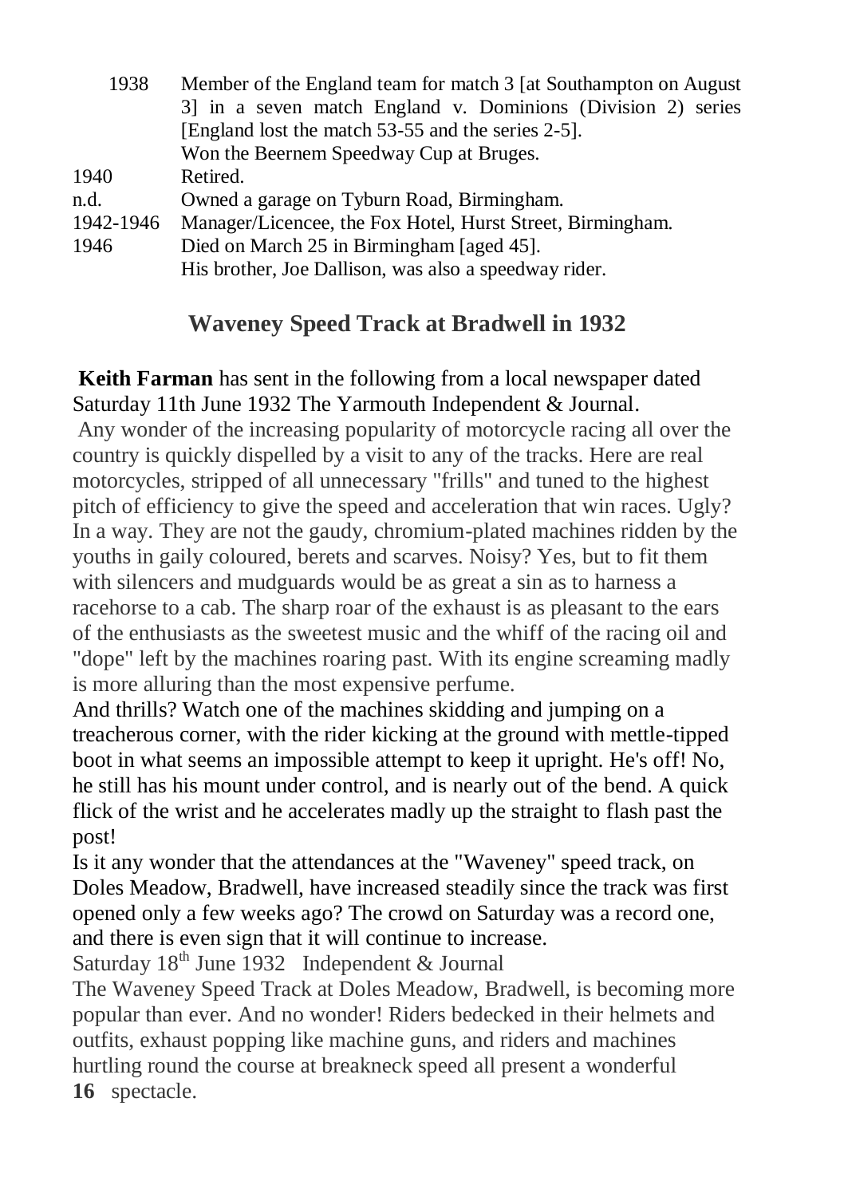| | |
|---|---|
| 1938 | Member of the England team for match 3 [at Southampton on August 3] in a seven match England v. Dominions (Division 2) series [England lost the match 53-55 and the series 2-5]. Won the Beernem Speedway Cup at Bruges. |
| 1940 | Retired. |
| n.d. | Owned a garage on Tyburn Road, Birmingham. |
| 1942-1946 | Manager/Licencee, the Fox Hotel, Hurst Street, Birmingham. |
| 1946 | Died on March 25 in Birmingham [aged 45]. His brother, Joe Dallison, was also a speedway rider. |

## Waveney Speed Track at Bradwell in 1932

**Keith Farman** has sent in the following from a local newspaper dated Saturday 11th June 1932 The Yarmouth Independent & Journal.

Any wonder of the increasing popularity of motorcycle racing all over the country is quickly dispelled by a visit to any of the tracks. Here are real motorcycles, stripped of all unnecessary "frills" and tuned to the highest pitch of efficiency to give the speed and acceleration that win races. Ugly? In a way. They are not the gaudy, chromium-plated machines ridden by the youths in gaily coloured, berets and scarves. Noisy? Yes, but to fit them with silencers and mudguards would be as great a sin as to harness a racehorse to a cab. The sharp roar of the exhaust is as pleasant to the ears of the enthusiasts as the sweetest music and the whiff of the racing oil and "dope" left by the machines roaring past. With its engine screaming madly is more alluring than the most expensive perfume.

And thrills? Watch one of the machines skidding and jumping on a treacherous corner, with the rider kicking at the ground with mettle-tipped boot in what seems an impossible attempt to keep it upright. He's off! No, he still has his mount under control, and is nearly out of the bend. A quick flick of the wrist and he accelerates madly up the straight to flash past the post!

Is it any wonder that the attendances at the "Waveney" speed track, on Doles Meadow, Bradwell, have increased steadily since the track was first opened only a few weeks ago? The crowd on Saturday was a record one, and there is even sign that it will continue to increase.

Saturday 18th June 1932 Independent & Journal

The Waveney Speed Track at Doles Meadow, Bradwell, is becoming more popular than ever. And no wonder! Riders bedecked in their helmets and outfits, exhaust popping like machine guns, and riders and machines hurtling round the course at breakneck speed all present a wonderful spectacle.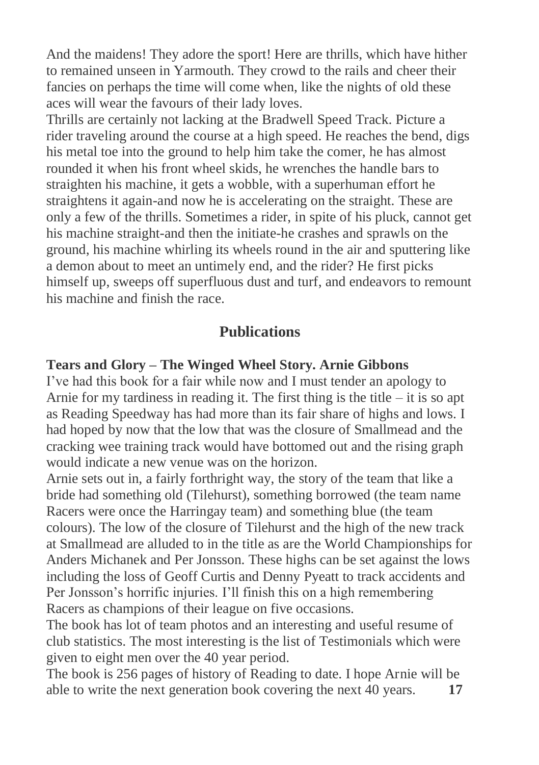And the maidens! They adore the sport! Here are thrills, which have hither to remained unseen in Yarmouth. They crowd to the rails and cheer their fancies on perhaps the time will come when, like the nights of old these aces will wear the favours of their lady loves.

Thrills are certainly not lacking at the Bradwell Speed Track. Picture a rider traveling around the course at a high speed. He reaches the bend, digs his metal toe into the ground to help him take the comer, he has almost rounded it when his front wheel skids, he wrenches the handle bars to straighten his machine, it gets a wobble, with a superhuman effort he straightens it again-and now he is accelerating on the straight. These are only a few of the thrills. Sometimes a rider, in spite of his pluck, cannot get his machine straight-and then the initiate-he crashes and sprawls on the ground, his machine whirling its wheels round in the air and sputtering like a demon about to meet an untimely end, and the rider? He first picks himself up, sweeps off superfluous dust and turf, and endeavors to remount his machine and finish the race.

## Publications

**Tears and Glory – The Winged Wheel Story. Arnie Gibbons**

I've had this book for a fair while now and I must tender an apology to Arnie for my tardiness in reading it. The first thing is the title – it is so apt as Reading Speedway has had more than its fair share of highs and lows. I had hoped by now that the low that was the closure of Smallmead and the cracking wee training track would have bottomed out and the rising graph would indicate a new venue was on the horizon.

Arnie sets out in, a fairly forthright way, the story of the team that like a bride had something old (Tilehurst), something borrowed (the team name Racers were once the Harringay team) and something blue (the team colours). The low of the closure of Tilehurst and the high of the new track at Smallmead are alluded to in the title as are the World Championships for Anders Michanek and Per Jonsson. These highs can be set against the lows including the loss of Geoff Curtis and Denny Pyeatt to track accidents and Per Jonsson's horrific injuries. I'll finish this on a high remembering Racers as champions of their league on five occasions.

The book has lot of team photos and an interesting and useful resume of club statistics. The most interesting is the list of Testimonials which were given to eight men over the 40 year period.

The book is 256 pages of history of Reading to date. I hope Arnie will be able to write the next generation book covering the next 40 years.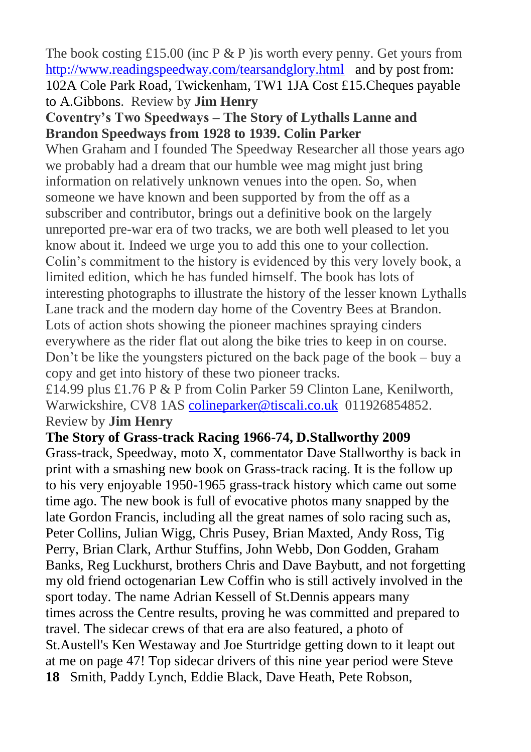The book costing £15.00 (inc P & P )is worth every penny. Get yours from http://www.readingspeedway.com/tearsandglory.html and by post from: 102A Cole Park Road, Twickenham, TW1 1JA Cost £15.Cheques payable to A.Gibbons. Review by **Jim Henry**

**Coventry's Two Speedways – The Story of Lythalls Lanne and Brandon Speedways from 1928 to 1939. Colin Parker**

When Graham and I founded The Speedway Researcher all those years ago we probably had a dream that our humble wee mag might just bring information on relatively unknown venues into the open. So, when someone we have known and been supported by from the off as a subscriber and contributor, brings out a definitive book on the largely unreported pre-war era of two tracks, we are both well pleased to let you know about it. Indeed we urge you to add this one to your collection. Colin's commitment to the history is evidenced by this very lovely book, a limited edition, which he has funded himself. The book has lots of interesting photographs to illustrate the history of the lesser known Lythalls Lane track and the modern day home of the Coventry Bees at Brandon. Lots of action shots showing the pioneer machines spraying cinders everywhere as the rider flat out along the bike tries to keep in on course. Don't be like the youngsters pictured on the back page of the book – buy a copy and get into history of these two pioneer tracks.

£14.99 plus £1.76 P & P from Colin Parker 59 Clinton Lane, Kenilworth, Warwickshire, CV8 1AS colineparker@tiscali.co.uk 011926854852.

Review by **Jim Henry**

**The Story of Grass-track Racing 1966-74, D.Stallworthy 2009**

Grass-track, Speedway, moto X, commentator Dave Stallworthy is back in print with a smashing new book on Grass-track racing. It is the follow up to his very enjoyable 1950-1965 grass-track history which came out some time ago. The new book is full of evocative photos many snapped by the late Gordon Francis, including all the great names of solo racing such as, Peter Collins, Julian Wigg, Chris Pusey, Brian Maxted, Andy Ross, Tig Perry, Brian Clark, Arthur Stuffins, John Webb, Don Godden, Graham Banks, Reg Luckhurst, brothers Chris and Dave Baybutt, and not forgetting my old friend octogenarian Lew Coffin who is still actively involved in the sport today. The name Adrian Kessell of St.Dennis appears many times across the Centre results, proving he was committed and prepared to travel. The sidecar crews of that era are also featured, a photo of St.Austell's Ken Westaway and Joe Sturtridge getting down to it leapt out at me on page 47! Top sidecar drivers of this nine year period were Steve Smith, Paddy Lynch, Eddie Black, Dave Heath, Pete Robson,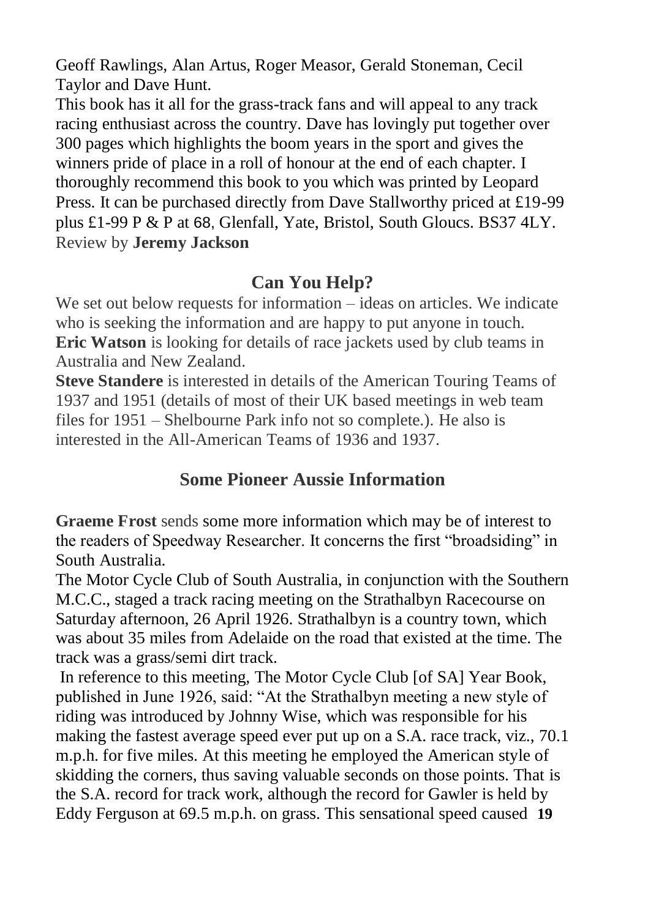Geoff Rawlings, Alan Artus, Roger Measor, Gerald Stoneman, Cecil Taylor and Dave Hunt.

This book has it all for the grass-track fans and will appeal to any track racing enthusiast across the country. Dave has lovingly put together over 300 pages which highlights the boom years in the sport and gives the winners pride of place in a roll of honour at the end of each chapter. I thoroughly recommend this book to you which was printed by Leopard Press. It can be purchased directly from Dave Stallworthy priced at £19-99 plus £1-99 P & P at 68, Glenfall, Yate, Bristol, South Gloucs. BS37 4LY.

Review by **Jeremy Jackson**

## Can You Help?

We set out below requests for information – ideas on articles. We indicate who is seeking the information and are happy to put anyone in touch.

**Eric Watson** is looking for details of race jackets used by club teams in Australia and New Zealand.

**Steve Standere** is interested in details of the American Touring Teams of 1937 and 1951 (details of most of their UK based meetings in web team files for 1951 – Shelbourne Park info not so complete.). He also is interested in the All-American Teams of 1936 and 1937.

## Some Pioneer Aussie Information

**Graeme Frost** sends some more information which may be of interest to the readers of Speedway Researcher. It concerns the first "broadsiding" in South Australia.

The Motor Cycle Club of South Australia, in conjunction with the Southern M.C.C., staged a track racing meeting on the Strathalbyn Racecourse on Saturday afternoon, 26 April 1926. Strathalbyn is a country town, which was about 35 miles from Adelaide on the road that existed at the time. The track was a grass/semi dirt track.

In reference to this meeting, The Motor Cycle Club [of SA] Year Book, published in June 1926, said: "At the Strathalbyn meeting a new style of riding was introduced by Johnny Wise, which was responsible for his making the fastest average speed ever put up on a S.A. race track, viz., 70.1 m.p.h. for five miles. At this meeting he employed the American style of skidding the corners, thus saving valuable seconds on those points. That is the S.A. record for track work, although the record for Gawler is held by Eddy Ferguson at 69.5 m.p.h. on grass. This sensational speed caused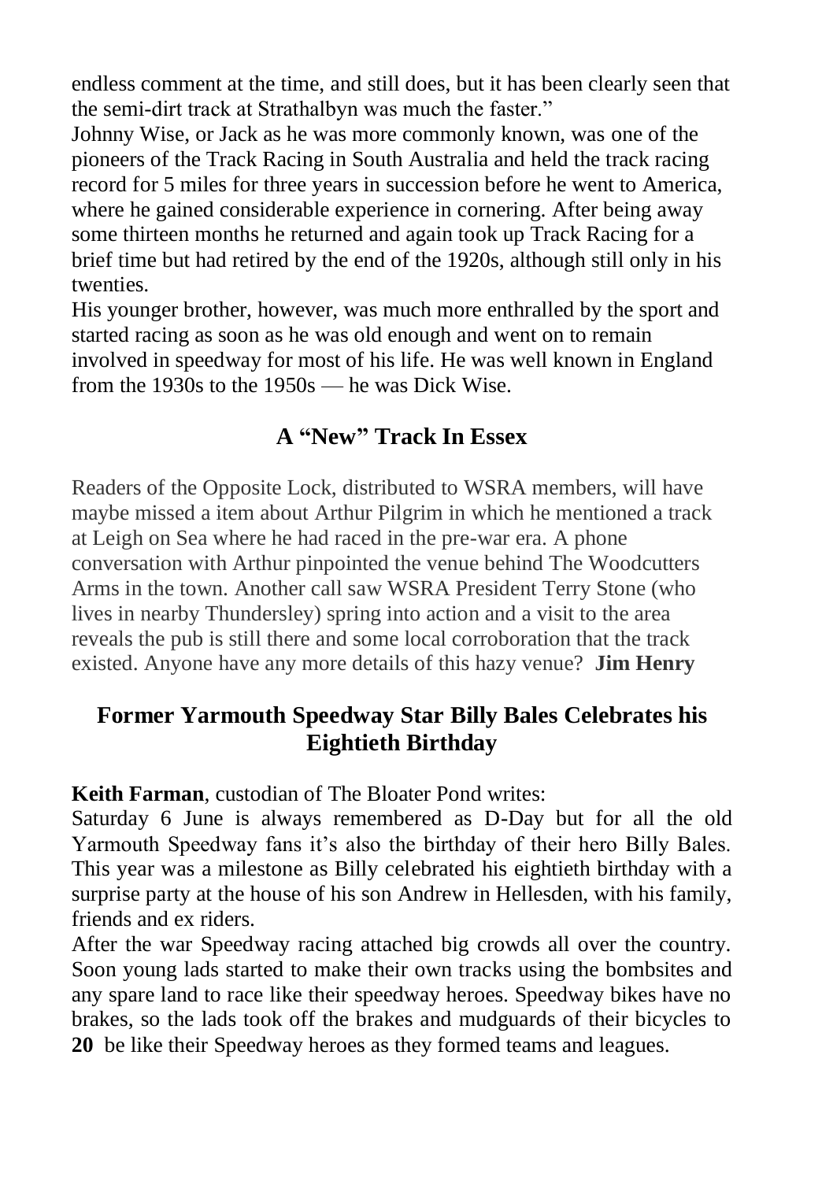endless comment at the time, and still does, but it has been clearly seen that the semi-dirt track at Strathalbyn was much the faster."

Johnny Wise, or Jack as he was more commonly known, was one of the pioneers of the Track Racing in South Australia and held the track racing record for 5 miles for three years in succession before he went to America, where he gained considerable experience in cornering. After being away some thirteen months he returned and again took up Track Racing for a brief time but had retired by the end of the 1920s, although still only in his twenties.

His younger brother, however, was much more enthralled by the sport and started racing as soon as he was old enough and went on to remain involved in speedway for most of his life. He was well known in England from the 1930s to the 1950s — he was Dick Wise.

## A "New" Track In Essex

Readers of the Opposite Lock, distributed to WSRA members, will have maybe missed a item about Arthur Pilgrim in which he mentioned a track at Leigh on Sea where he had raced in the pre-war era. A phone conversation with Arthur pinpointed the venue behind The Woodcutters Arms in the town. Another call saw WSRA President Terry Stone (who lives in nearby Thundersley) spring into action and a visit to the area reveals the pub is still there and some local corroboration that the track existed. Anyone have any more details of this hazy venue? **Jim Henry**

## Former Yarmouth Speedway Star Billy Bales Celebrates his Eightieth Birthday

**Keith Farman**, custodian of The Bloater Pond writes:

Saturday 6 June is always remembered as D-Day but for all the old Yarmouth Speedway fans it's also the birthday of their hero Billy Bales. This year was a milestone as Billy celebrated his eightieth birthday with a surprise party at the house of his son Andrew in Hellesden, with his family, friends and ex riders.

After the war Speedway racing attached big crowds all over the country. Soon young lads started to make their own tracks using the bombsites and any spare land to race like their speedway heroes. Speedway bikes have no brakes, so the lads took off the brakes and mudguards of their bicycles to be like their Speedway heroes as they formed teams and leagues.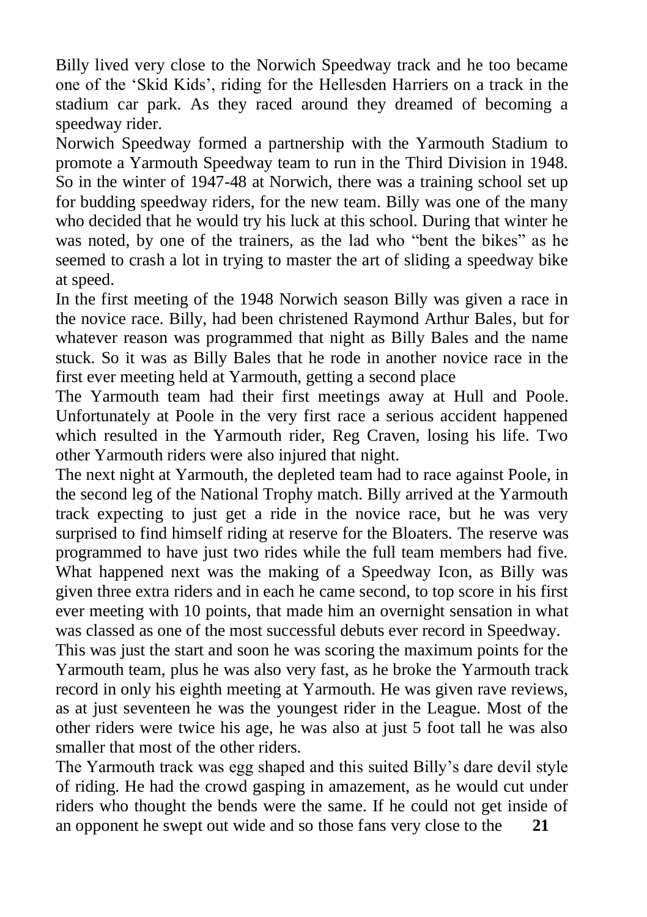Billy lived very close to the Norwich Speedway track and he too became one of the 'Skid Kids', riding for the Hellesden Harriers on a track in the stadium car park. As they raced around they dreamed of becoming a speedway rider.

Norwich Speedway formed a partnership with the Yarmouth Stadium to promote a Yarmouth Speedway team to run in the Third Division in 1948. So in the winter of 1947-48 at Norwich, there was a training school set up for budding speedway riders, for the new team. Billy was one of the many who decided that he would try his luck at this school. During that winter he was noted, by one of the trainers, as the lad who "bent the bikes" as he seemed to crash a lot in trying to master the art of sliding a speedway bike at speed.

In the first meeting of the 1948 Norwich season Billy was given a race in the novice race. Billy, had been christened Raymond Arthur Bales, but for whatever reason was programmed that night as Billy Bales and the name stuck. So it was as Billy Bales that he rode in another novice race in the first ever meeting held at Yarmouth, getting a second place

The Yarmouth team had their first meetings away at Hull and Poole. Unfortunately at Poole in the very first race a serious accident happened which resulted in the Yarmouth rider, Reg Craven, losing his life. Two other Yarmouth riders were also injured that night.

The next night at Yarmouth, the depleted team had to race against Poole, in the second leg of the National Trophy match. Billy arrived at the Yarmouth track expecting to just get a ride in the novice race, but he was very surprised to find himself riding at reserve for the Bloaters. The reserve was programmed to have just two rides while the full team members had five. What happened next was the making of a Speedway Icon, as Billy was given three extra riders and in each he came second, to top score in his first ever meeting with 10 points, that made him an overnight sensation in what was classed as one of the most successful debuts ever record in Speedway.

This was just the start and soon he was scoring the maximum points for the Yarmouth team, plus he was also very fast, as he broke the Yarmouth track record in only his eighth meeting at Yarmouth. He was given rave reviews, as at just seventeen he was the youngest rider in the League. Most of the other riders were twice his age, he was also at just 5 foot tall he was also smaller that most of the other riders.

The Yarmouth track was egg shaped and this suited Billy's dare devil style of riding. He had the crowd gasping in amazement, as he would cut under riders who thought the bends were the same. If he could not get inside of an opponent he swept out wide and so those fans very close to the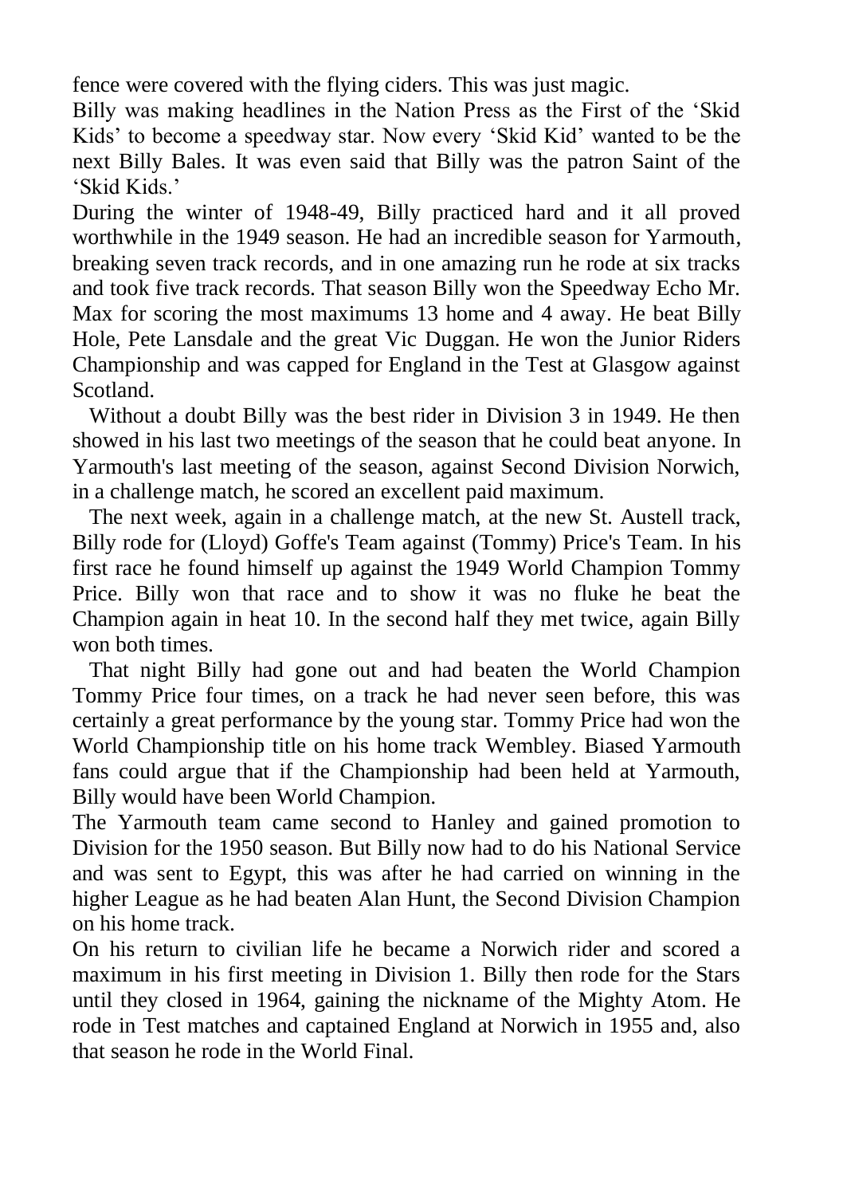fence were covered with the flying ciders. This was just magic.

Billy was making headlines in the Nation Press as the First of the 'Skid Kids' to become a speedway star. Now every 'Skid Kid' wanted to be the next Billy Bales. It was even said that Billy was the patron Saint of the 'Skid Kids.'

During the winter of 1948-49, Billy practiced hard and it all proved worthwhile in the 1949 season. He had an incredible season for Yarmouth, breaking seven track records, and in one amazing run he rode at six tracks and took five track records. That season Billy won the Speedway Echo Mr. Max for scoring the most maximums 13 home and 4 away. He beat Billy Hole, Pete Lansdale and the great Vic Duggan. He won the Junior Riders Championship and was capped for England in the Test at Glasgow against Scotland.

Without a doubt Billy was the best rider in Division 3 in 1949. He then showed in his last two meetings of the season that he could beat anyone. In Yarmouth's last meeting of the season, against Second Division Norwich, in a challenge match, he scored an excellent paid maximum.

The next week, again in a challenge match, at the new St. Austell track, Billy rode for (Lloyd) Goffe's Team against (Tommy) Price's Team. In his first race he found himself up against the 1949 World Champion Tommy Price. Billy won that race and to show it was no fluke he beat the Champion again in heat 10. In the second half they met twice, again Billy won both times.

That night Billy had gone out and had beaten the World Champion Tommy Price four times, on a track he had never seen before, this was certainly a great performance by the young star. Tommy Price had won the World Championship title on his home track Wembley. Biased Yarmouth fans could argue that if the Championship had been held at Yarmouth, Billy would have been World Champion.

The Yarmouth team came second to Hanley and gained promotion to Division for the 1950 season. But Billy now had to do his National Service and was sent to Egypt, this was after he had carried on winning in the higher League as he had beaten Alan Hunt, the Second Division Champion on his home track.

On his return to civilian life he became a Norwich rider and scored a maximum in his first meeting in Division 1. Billy then rode for the Stars until they closed in 1964, gaining the nickname of the Mighty Atom. He rode in Test matches and captained England at Norwich in 1955 and, also that season he rode in the World Final.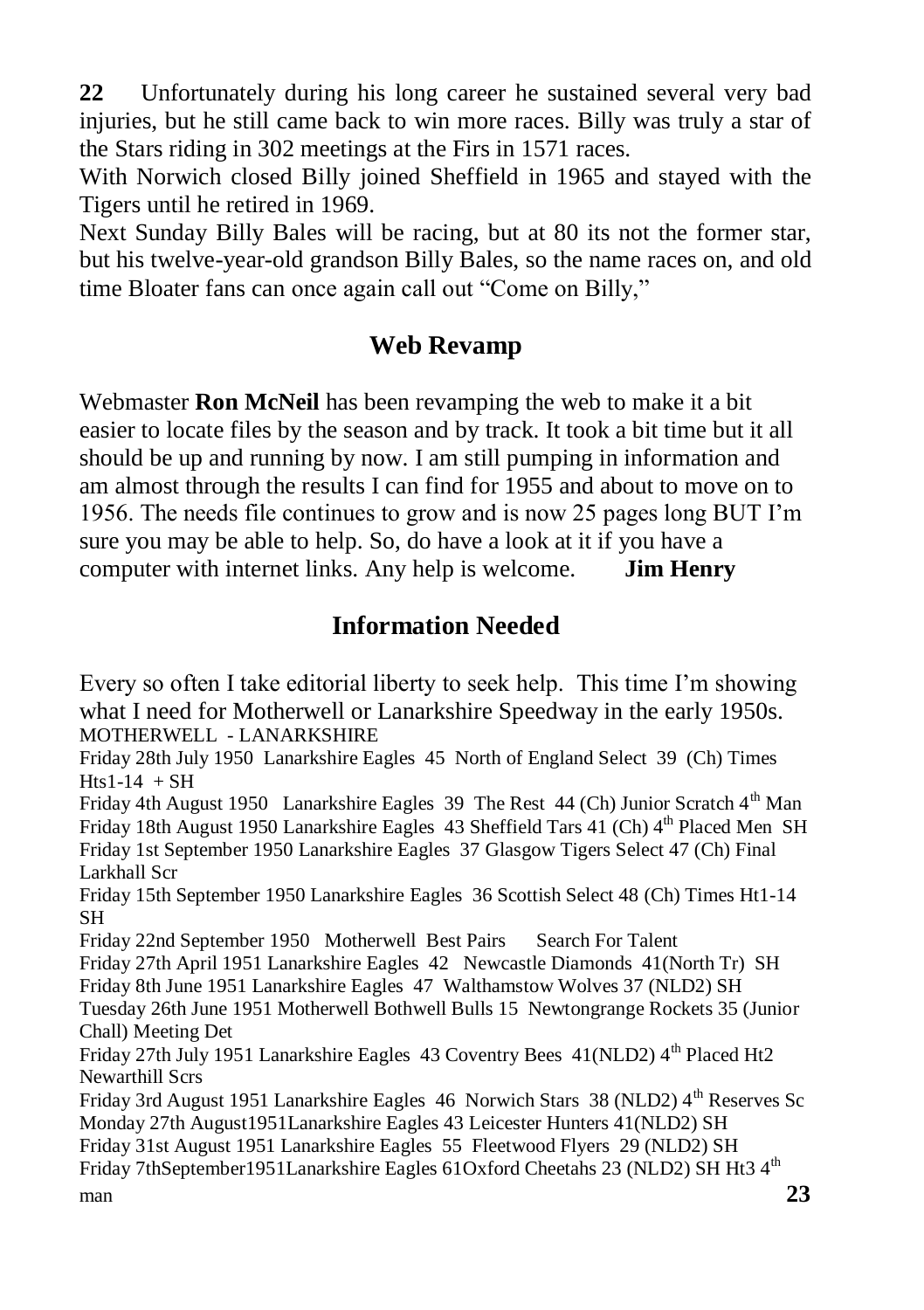Unfortunately during his long career he sustained several very bad injuries, but he still came back to win more races. Billy was truly a star of the Stars riding in 302 meetings at the Firs in 1571 races.

With Norwich closed Billy joined Sheffield in 1965 and stayed with the Tigers until he retired in 1969.

Next Sunday Billy Bales will be racing, but at 80 its not the former star, but his twelve-year-old grandson Billy Bales, so the name races on, and old time Bloater fans can once again call out "Come on Billy,"

## Web Revamp

Webmaster **Ron McNeil** has been revamping the web to make it a bit easier to locate files by the season and by track. It took a bit time but it all should be up and running by now. I am still pumping in information and am almost through the results I can find for 1955 and about to move on to 1956. The needs file continues to grow and is now 25 pages long BUT I'm sure you may be able to help. So, do have a look at it if you have a computer with internet links. Any help is welcome. **Jim Henry**

## Information Needed

Every so often I take editorial liberty to seek help. This time I'm showing what I need for Motherwell or Lanarkshire Speedway in the early 1950s.

MOTHERWELL - LANARKSHIRE

Friday 28th July 1950 Lanarkshire Eagles 45 North of England Select 39 (Ch) Times Hts1-14 + SH

Friday 4th August 1950 Lanarkshire Eagles 39 The Rest 44 (Ch) Junior Scratch 4th Man

Friday 18th August 1950 Lanarkshire Eagles 43 Sheffield Tars 41 (Ch) 4th Placed Men SH

Friday 1st September 1950 Lanarkshire Eagles 37 Glasgow Tigers Select 47 (Ch) Final Larkhall Scr

Friday 15th September 1950 Lanarkshire Eagles 36 Scottish Select 48 (Ch) Times Ht1-14 SH

Friday 22nd September 1950 Motherwell Best Pairs Search For Talent

Friday 27th April 1951 Lanarkshire Eagles 42 Newcastle Diamonds 41(North Tr) SH

Friday 8th June 1951 Lanarkshire Eagles 47 Walthamstow Wolves 37 (NLD2) SH

Tuesday 26th June 1951 Motherwell Bothwell Bulls 15 Newtongrange Rockets 35 (Junior Chall) Meeting Det

Friday 27th July 1951 Lanarkshire Eagles 43 Coventry Bees 41(NLD2) 4th Placed Ht2 Newarthill Scrs

Friday 3rd August 1951 Lanarkshire Eagles 46 Norwich Stars 38 (NLD2) 4th Reserves Sc

Monday 27th August1951Lanarkshire Eagles 43 Leicester Hunters 41(NLD2) SH

Friday 31st August 1951 Lanarkshire Eagles 55 Fleetwood Flyers 29 (NLD2) SH

Friday 7thSeptember1951Lanarkshire Eagles 61Oxford Cheetahs 23 (NLD2) SH Ht3 4th man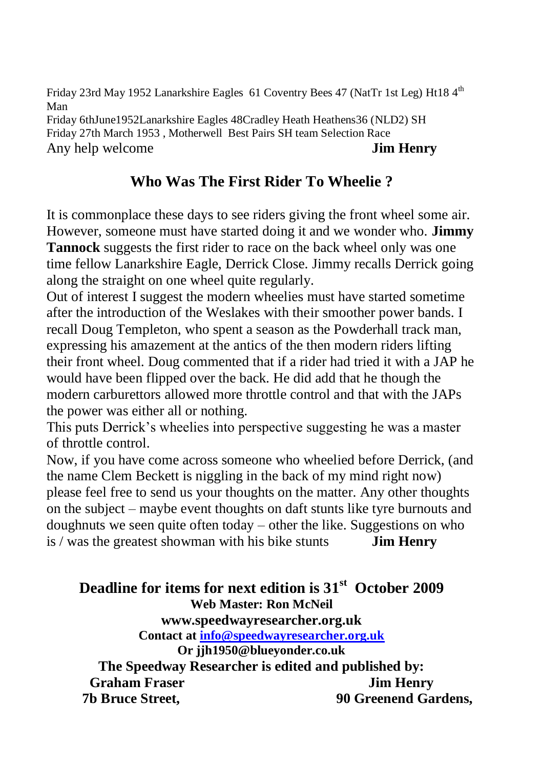Friday 23rd May 1952 Lanarkshire Eagles 61 Coventry Bees 47 (NatTr 1st Leg) Ht18 4th Man
Friday 6thJune1952Lanarkshire Eagles 48Cradley Heath Heathens36 (NLD2) SH
Friday 27th March 1953 , Motherwell Best Pairs SH team Selection Race
Any help welcome **Jim Henry**

## Who Was The First Rider To Wheelie ?

It is commonplace these days to see riders giving the front wheel some air. However, someone must have started doing it and we wonder who. **Jimmy Tannock** suggests the first rider to race on the back wheel only was one time fellow Lanarkshire Eagle, Derrick Close. Jimmy recalls Derrick going along the straight on one wheel quite regularly.

Out of interest I suggest the modern wheelies must have started sometime after the introduction of the Weslakes with their smoother power bands. I recall Doug Templeton, who spent a season as the Powderhall track man, expressing his amazement at the antics of the then modern riders lifting their front wheel. Doug commented that if a rider had tried it with a JAP he would have been flipped over the back. He did add that he though the modern carburettors allowed more throttle control and that with the JAPs the power was either all or nothing.

This puts Derrick's wheelies into perspective suggesting he was a master of throttle control.

Now, if you have come across someone who wheelied before Derrick, (and the name Clem Beckett is niggling in the back of my mind right now) please feel free to send us your thoughts on the matter. Any other thoughts on the subject – maybe event thoughts on daft stunts like tyre burnouts and doughnuts we seen quite often today – other the like. Suggestions on who is / was the greatest showman with his bike stunts **Jim Henry**

**Deadline for items for next edition is 31st October 2009**

**Web Master: Ron McNeil**

**www.speedwayresearcher.org.uk**

**Contact at info@speedwayresearcher.org.uk**

**Or jjh1950@blueyonder.co.uk**

**The Speedway Researcher is edited and published by:**

**Graham Fraser** **Jim Henry**

**7b Bruce Street,** **90 Greenend Gardens,**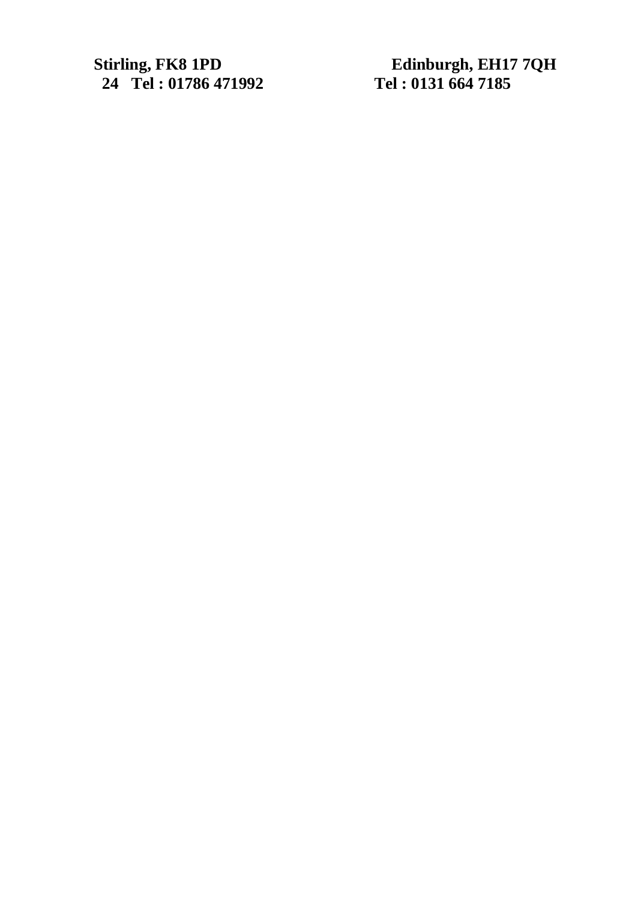**Stirling, FK8 1PD**
**24 Tel : 01786 471992**

**Edinburgh, EH17 7QH**
**Tel : 0131 664 7185**